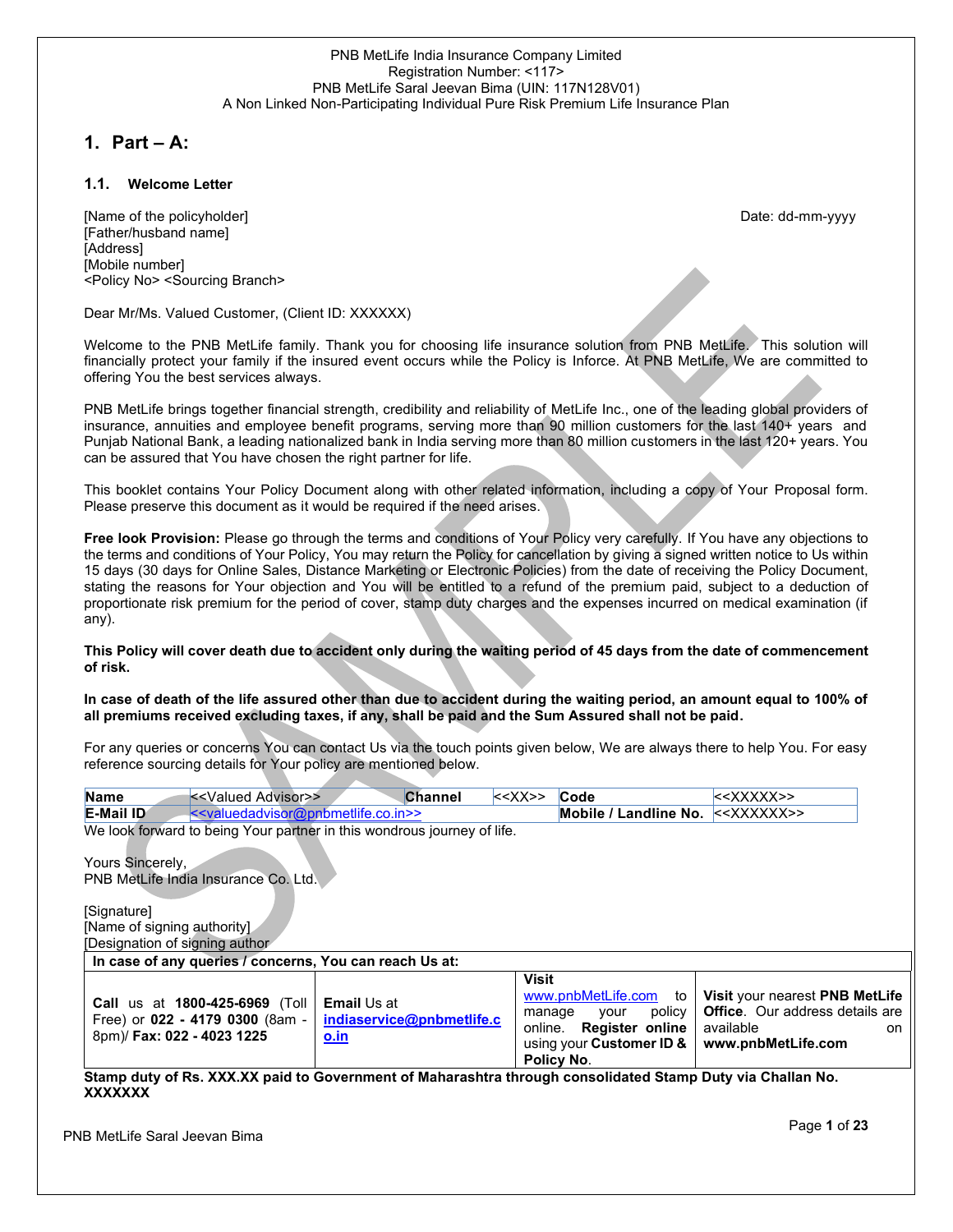PNB MetLife India Insurance Company Limited
Registration Number: <117>
PNB MetLife Saral Jeevan Bima (UIN: 117N128V01)
A Non Linked Non-Participating Individual Pure Risk Premium Life Insurance Plan

# 1. Part – A:

## 1.1. Welcome Letter

[Name of the policyholder]
[Father/husband name]
[Address]
[Mobile number]
<Policy No> <Sourcing Branch>

Date: dd-mm-yyyy

Dear Mr/Ms. Valued Customer, (Client ID: XXXXXX)

Welcome to the PNB MetLife family. Thank you for choosing life insurance solution from PNB MetLife. This solution will financially protect your family if the insured event occurs while the Policy is Inforce. At PNB MetLife, We are committed to offering You the best services always.

PNB MetLife brings together financial strength, credibility and reliability of MetLife Inc., one of the leading global providers of insurance, annuities and employee benefit programs, serving more than 90 million customers for the last 140+ years and Punjab National Bank, a leading nationalized bank in India serving more than 80 million customers in the last 120+ years. You can be assured that You have chosen the right partner for life.

This booklet contains Your Policy Document along with other related information, including a copy of Your Proposal form. Please preserve this document as it would be required if the need arises.

**Free look Provision:** Please go through the terms and conditions of Your Policy very carefully. If You have any objections to the terms and conditions of Your Policy, You may return the Policy for cancellation by giving a signed written notice to Us within 15 days (30 days for Online Sales, Distance Marketing or Electronic Policies) from the date of receiving the Policy Document, stating the reasons for Your objection and You will be entitled to a refund of the premium paid, subject to a deduction of proportionate risk premium for the period of cover, stamp duty charges and the expenses incurred on medical examination (if any).

**This Policy will cover death due to accident only during the waiting period of 45 days from the date of commencement of risk.**

**In case of death of the life assured other than due to accident during the waiting period, an amount equal to 100% of all premiums received excluding taxes, if any, shall be paid and the Sum Assured shall not be paid.**

For any queries or concerns You can contact Us via the touch points given below, We are always there to help You. For easy reference sourcing details for Your policy are mentioned below.

| **Name** | <<Valued Advisor>> | **Channel** | <<XX>> | **Code** | <<XXXXX>> |
|---|---|---|---|---|---|
| **E-Mail ID** | <<valuedadvisor@pnbmetlife.co.in>> | | | **Mobile / Landline No.** | <<XXXXXX>> |

We look forward to being Your partner in this wondrous journey of life.

Yours Sincerely,
PNB MetLife India Insurance Co. Ltd.

[Signature]
[Name of signing authority]
[Designation of signing author

| **In case of any queries / concerns, You can reach Us at:** | | | |
|---|---|---|---|
| **Call** us at **1800-425-6969** (Toll Free) or **022 - 4179 0300** (8am - 8pm)/ **Fax: 022 - 4023 1225** | **Email** Us at **indiaservice@pnbmetlife.co.in** | **Visit** www.pnbMetLife.com to manage your policy online. **Register online** using your **Customer ID & Policy No**. | **Visit** your nearest **PNB MetLife Office**. Our address details are available on **www.pnbMetLife.com** |

**Stamp duty of Rs. XXX.XX paid to Government of Maharashtra through consolidated Stamp Duty via Challan No. XXXXXXX**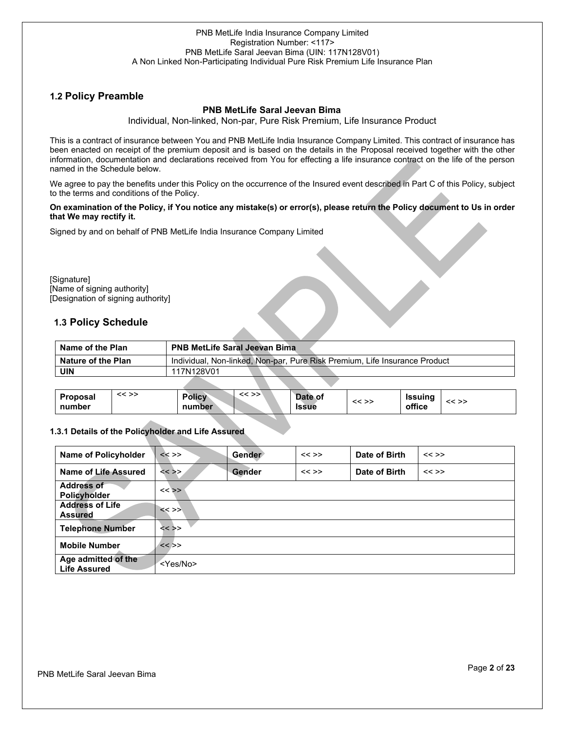## 1.2 Policy Preamble

**PNB MetLife Saral Jeevan Bima**

Individual, Non-linked, Non-par, Pure Risk Premium, Life Insurance Product

This is a contract of insurance between You and PNB MetLife India Insurance Company Limited. This contract of insurance has been enacted on receipt of the premium deposit and is based on the details in the Proposal received together with the other information, documentation and declarations received from You for effecting a life insurance contract on the life of the person named in the Schedule below.

We agree to pay the benefits under this Policy on the occurrence of the Insured event described in Part C of this Policy, subject to the terms and conditions of the Policy.

**On examination of the Policy, if You notice any mistake(s) or error(s), please return the Policy document to Us in order that We may rectify it.**

Signed by and on behalf of PNB MetLife India Insurance Company Limited

[Signature]
[Name of signing authority]
[Designation of signing authority]

## 1.3 Policy Schedule

| Name of the Plan | PNB MetLife Saral Jeevan Bima |
|---|---|
| Nature of the Plan | Individual, Non-linked, Non-par, Pure Risk Premium, Life Insurance Product |
| UIN | 117N128V01 |

| Proposal number | << >> | Policy number | << >> | Date of Issue | << >> | Issuing office | << >> |
|---|---|---|---|---|---|---|---|

### 1.3.1 Details of the Policyholder and Life Assured

| Name of Policyholder | << >> | Gender | << >> | Date of Birth | << >> |
|---|---|---|---|---|---|
| Name of Life Assured | << >> | Gender | << >> | Date of Birth | << >> |
| Address of Policyholder | << >> | | | | |
| Address of Life Assured | << >> | | | | |
| Telephone Number | << >> | | | | |
| Mobile Number | << >> | | | | |
| Age admitted of the Life Assured | <Yes/No> | | | | |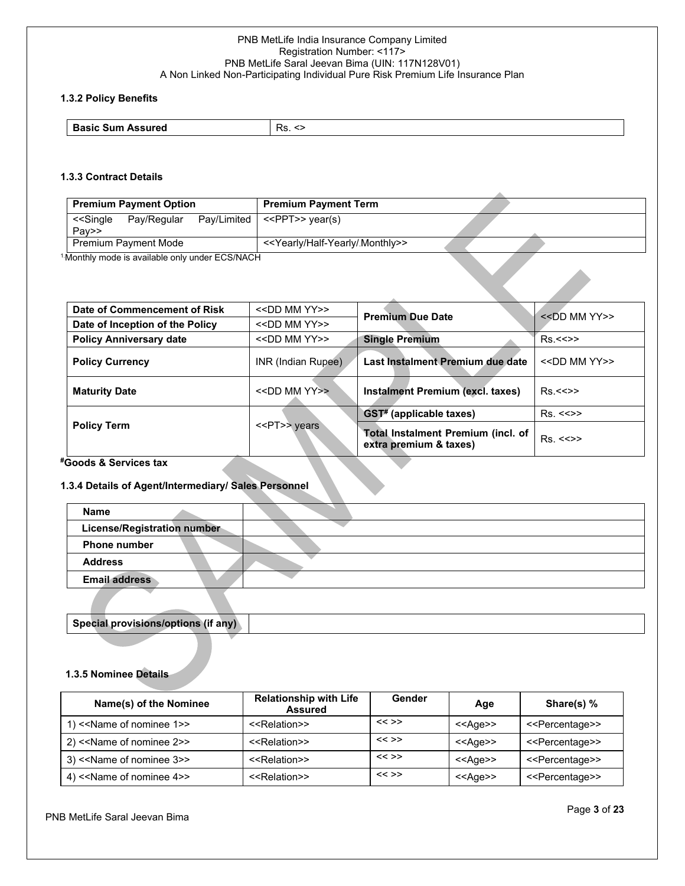### 1.3.2 Policy Benefits

| **Basic Sum Assured** | Rs. <> |
|---|---|

### 1.3.3 Contract Details

| **Premium Payment Option** | **Premium Payment Term** |
|---|---|
| <<Single Pay/Regular Pay/Limited Pay>> | <<PPT>> year(s) |
| Premium Payment Mode | <<Yearly/Half-Yearly/.Monthly>> |

[1] Monthly mode is available only under ECS/NACH

| **Date of Commencement of Risk** | <<DD MM YY>> | **Premium Due Date** | <<DD MM YY>> |
|---|---|---|---|
| **Date of Inception of the Policy** | <<DD MM YY>> | | |
| **Policy Anniversary date** | <<DD MM YY>> | **Single Premium** | Rs.<<>> |
| **Policy Currency** | INR (Indian Rupee) | **Last Instalment Premium due date** | <<DD MM YY>> |
| **Maturity Date** | <<DD MM YY>> | **Instalment Premium (excl. taxes)** | Rs.<<>> |
| **Policy Term** | <<PT>> years | **GST# (applicable taxes)** | Rs. <<>> |
| | | **Total Instalment Premium (incl. of extra premium & taxes)** | Rs. <<>> |

**#Goods & Services tax**

### 1.3.4 Details of Agent/Intermediary/ Sales Personnel

| **Name** | |
|---|---|
| **License/Registration number** | |
| **Phone number** | |
| **Address** | |
| **Email address** | |

| **Special provisions/options (if any)** | |
|---|---|

### 1.3.5 Nominee Details

| Name(s) of the Nominee | Relationship with Life Assured | Gender | Age | Share(s) % |
|---|---|---|---|---|
| 1) <<Name of nominee 1>> | <<Relation>> | << >> | <<Age>> | <<Percentage>> |
| 2) <<Name of nominee 2>> | <<Relation>> | << >> | <<Age>> | <<Percentage>> |
| 3) <<Name of nominee 3>> | <<Relation>> | << >> | <<Age>> | <<Percentage>> |
| 4) <<Name of nominee 4>> | <<Relation>> | << >> | <<Age>> | <<Percentage>> |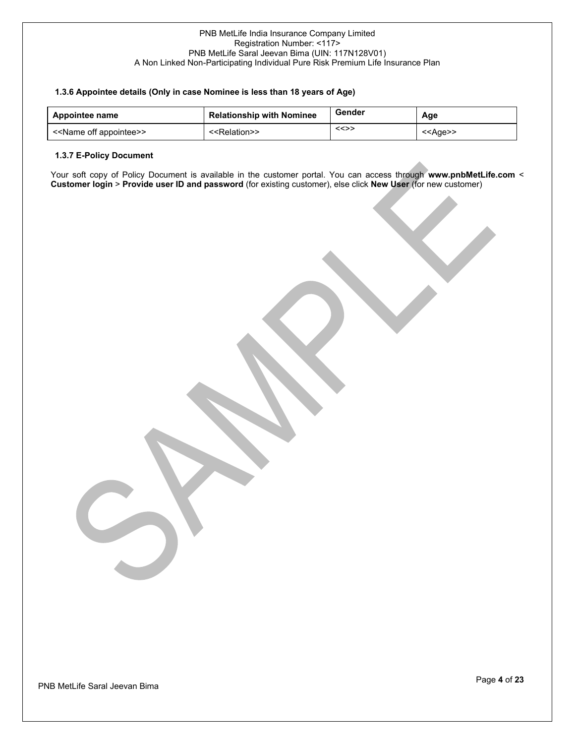### 1.3.6 Appointee details (Only in case Nominee is less than 18 years of Age)

| Appointee name | Relationship with Nominee | Gender | Age |
|---|---|---|---|
| <<Name off appointee>> | <<Relation>> | <<>> | <<Age>> |

### 1.3.7 E-Policy Document

Your soft copy of Policy Document is available in the customer portal. You can access through **www.pnbMetLife.com** < **Customer login** > **Provide user ID and password** (for existing customer), else click **New User** (for new customer)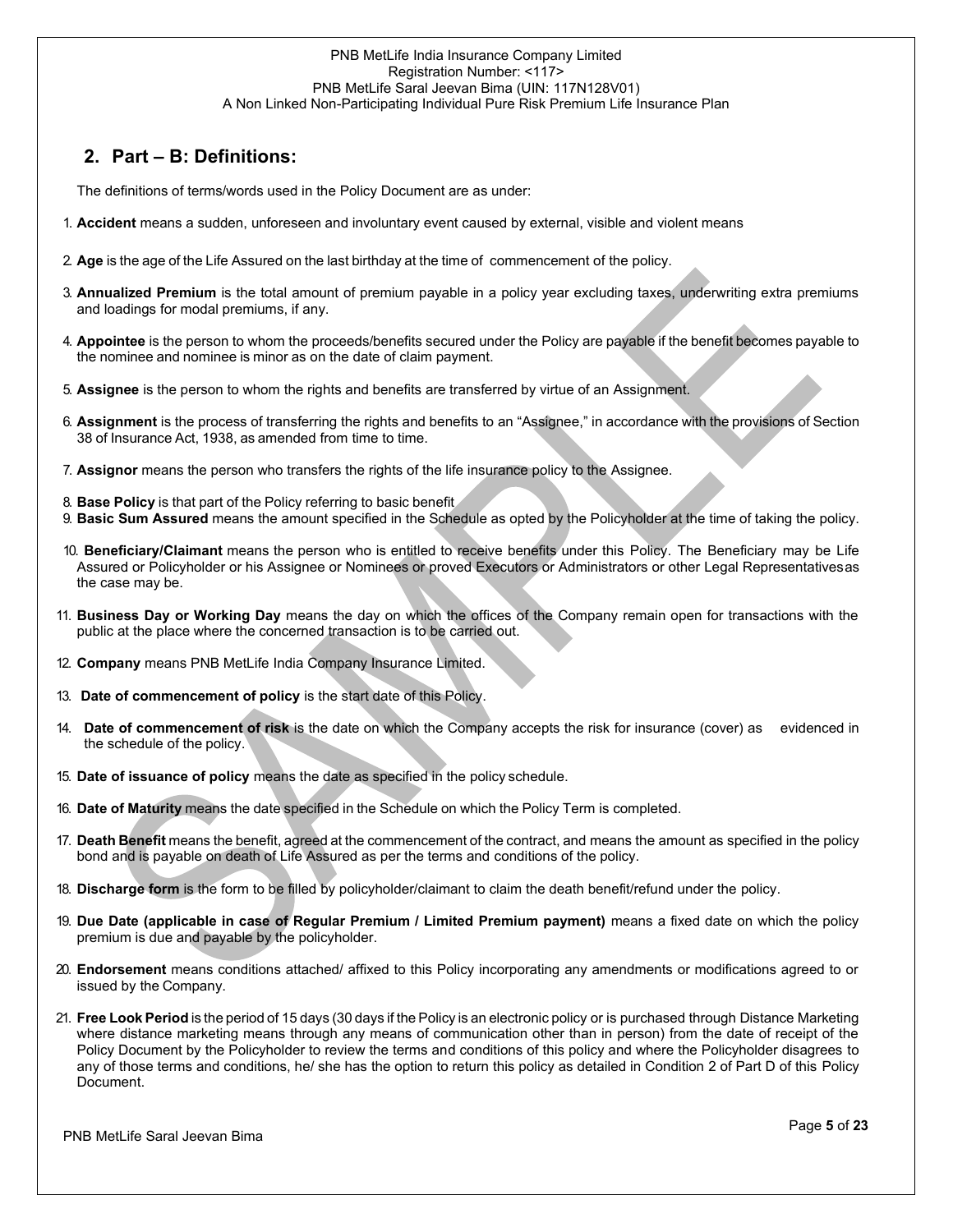## 2. Part – B: Definitions:

The definitions of terms/words used in the Policy Document are as under:

1. **Accident** means a sudden, unforeseen and involuntary event caused by external, visible and violent means
2. **Age** is the age of the Life Assured on the last birthday at the time of commencement of the policy.
3. **Annualized Premium** is the total amount of premium payable in a policy year excluding taxes, underwriting extra premiums and loadings for modal premiums, if any.
4. **Appointee** is the person to whom the proceeds/benefits secured under the Policy are payable if the benefit becomes payable to the nominee and nominee is minor as on the date of claim payment.
5. **Assignee** is the person to whom the rights and benefits are transferred by virtue of an Assignment.
6. **Assignment** is the process of transferring the rights and benefits to an "Assignee," in accordance with the provisions of Section 38 of Insurance Act, 1938, as amended from time to time.
7. **Assignor** means the person who transfers the rights of the life insurance policy to the Assignee.
8. **Base Policy** is that part of the Policy referring to basic benefit
9. **Basic Sum Assured** means the amount specified in the Schedule as opted by the Policyholder at the time of taking the policy.
10. **Beneficiary/Claimant** means the person who is entitled to receive benefits under this Policy. The Beneficiary may be Life Assured or Policyholder or his Assignee or Nominees or proved Executors or Administrators or other Legal Representativesas the case may be.
11. **Business Day or Working Day** means the day on which the offices of the Company remain open for transactions with the public at the place where the concerned transaction is to be carried out.
12. **Company** means PNB MetLife India Company Insurance Limited.
13. **Date of commencement of policy** is the start date of this Policy.
14. **Date of commencement of risk** is the date on which the Company accepts the risk for insurance (cover) as evidenced in the schedule of the policy.
15. **Date of issuance of policy** means the date as specified in the policy schedule.
16. **Date of Maturity** means the date specified in the Schedule on which the Policy Term is completed.
17. **Death Benefit** means the benefit, agreed at the commencement of the contract, and means the amount as specified in the policy bond and is payable on death of Life Assured as per the terms and conditions of the policy.
18. **Discharge form** is the form to be filled by policyholder/claimant to claim the death benefit/refund under the policy.
19. **Due Date (applicable in case of Regular Premium / Limited Premium payment)** means a fixed date on which the policy premium is due and payable by the policyholder.
20. **Endorsement** means conditions attached/ affixed to this Policy incorporating any amendments or modifications agreed to or issued by the Company.
21. **Free Look Period** is the period of 15 days (30 days if the Policy is an electronic policy or is purchased through Distance Marketing where distance marketing means through any means of communication other than in person) from the date of receipt of the Policy Document by the Policyholder to review the terms and conditions of this policy and where the Policyholder disagrees to any of those terms and conditions, he/ she has the option to return this policy as detailed in Condition 2 of Part D of this Policy Document.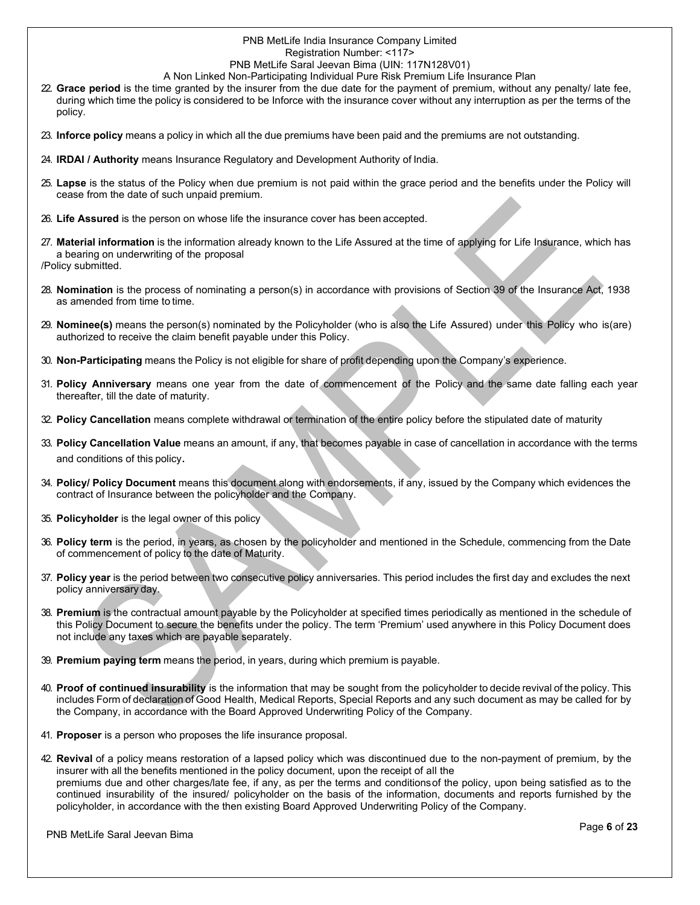22. **Grace period** is the time granted by the insurer from the due date for the payment of premium, without any penalty/ late fee, during which time the policy is considered to be Inforce with the insurance cover without any interruption as per the terms of the policy.

23. **Inforce policy** means a policy in which all the due premiums have been paid and the premiums are not outstanding.

24. **IRDAI / Authority** means Insurance Regulatory and Development Authority of India.

25. **Lapse** is the status of the Policy when due premium is not paid within the grace period and the benefits under the Policy will cease from the date of such unpaid premium.

26. **Life Assured** is the person on whose life the insurance cover has been accepted.

27. **Material information** is the information already known to the Life Assured at the time of applying for Life Insurance, which has a bearing on underwriting of the proposal /Policy submitted.

28. **Nomination** is the process of nominating a person(s) in accordance with provisions of Section 39 of the Insurance Act, 1938 as amended from time to time.

29. **Nominee(s)** means the person(s) nominated by the Policyholder (who is also the Life Assured) under this Policy who is(are) authorized to receive the claim benefit payable under this Policy.

30. **Non-Participating** means the Policy is not eligible for share of profit depending upon the Company's experience.

31. **Policy Anniversary** means one year from the date of commencement of the Policy and the same date falling each year thereafter, till the date of maturity.

32. **Policy Cancellation** means complete withdrawal or termination of the entire policy before the stipulated date of maturity

33. **Policy Cancellation Value** means an amount, if any, that becomes payable in case of cancellation in accordance with the terms and conditions of this policy.

34. **Policy/ Policy Document** means this document along with endorsements, if any, issued by the Company which evidences the contract of Insurance between the policyholder and the Company.

35. **Policyholder** is the legal owner of this policy

36. **Policy term** is the period, in years, as chosen by the policyholder and mentioned in the Schedule, commencing from the Date of commencement of policy to the date of Maturity.

37. **Policy year** is the period between two consecutive policy anniversaries. This period includes the first day and excludes the next policy anniversary day.

38. **Premium** is the contractual amount payable by the Policyholder at specified times periodically as mentioned in the schedule of this Policy Document to secure the benefits under the policy. The term 'Premium' used anywhere in this Policy Document does not include any taxes which are payable separately.

39. **Premium paying term** means the period, in years, during which premium is payable.

40. **Proof of continued insurability** is the information that may be sought from the policyholder to decide revival of the policy. This includes Form of declaration of Good Health, Medical Reports, Special Reports and any such document as may be called for by the Company, in accordance with the Board Approved Underwriting Policy of the Company.

41. **Proposer** is a person who proposes the life insurance proposal.

42. **Revival** of a policy means restoration of a lapsed policy which was discontinued due to the non-payment of premium, by the insurer with all the benefits mentioned in the policy document, upon the receipt of all the premiums due and other charges/late fee, if any, as per the terms and conditions of the policy, upon being satisfied as to the continued insurability of the insured/ policyholder on the basis of the information, documents and reports furnished by the policyholder, in accordance with the then existing Board Approved Underwriting Policy of the Company.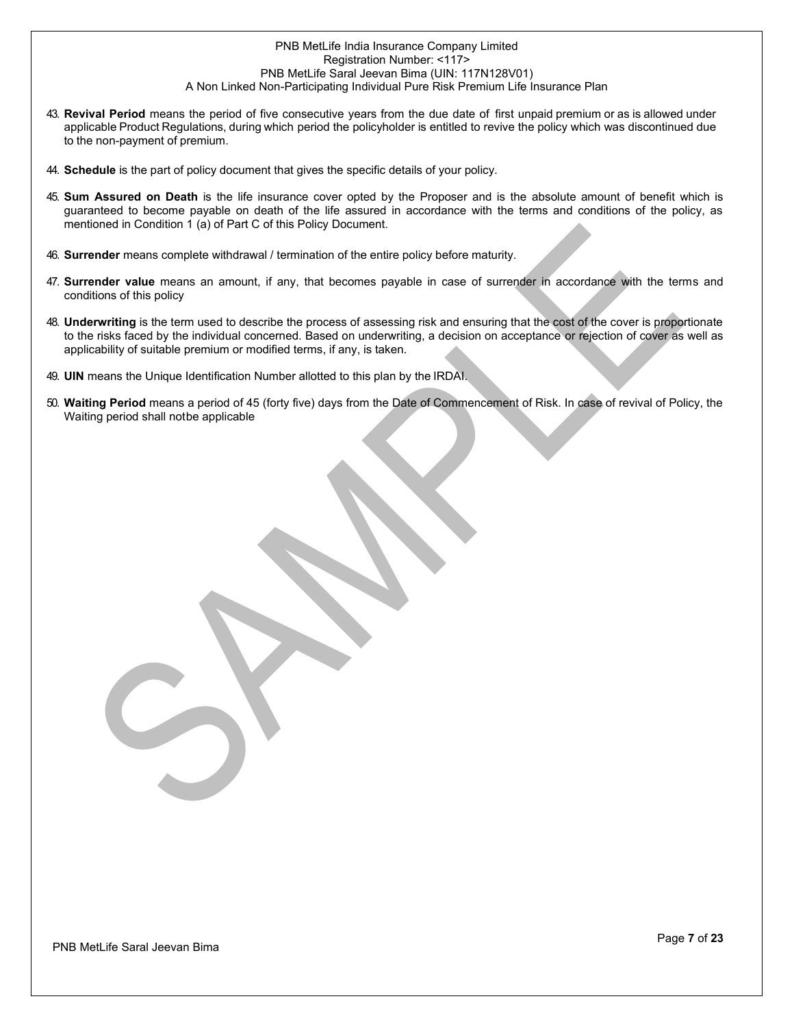43. **Revival Period** means the period of five consecutive years from the due date of first unpaid premium or as is allowed under applicable Product Regulations, during which period the policyholder is entitled to revive the policy which was discontinued due to the non-payment of premium.

44. **Schedule** is the part of policy document that gives the specific details of your policy.

45. **Sum Assured on Death** is the life insurance cover opted by the Proposer and is the absolute amount of benefit which is guaranteed to become payable on death of the life assured in accordance with the terms and conditions of the policy, as mentioned in Condition 1 (a) of Part C of this Policy Document.

46. **Surrender** means complete withdrawal / termination of the entire policy before maturity.

47. **Surrender value** means an amount, if any, that becomes payable in case of surrender in accordance with the terms and conditions of this policy

48. **Underwriting** is the term used to describe the process of assessing risk and ensuring that the cost of the cover is proportionate to the risks faced by the individual concerned. Based on underwriting, a decision on acceptance or rejection of cover as well as applicability of suitable premium or modified terms, if any, is taken.

49. **UIN** means the Unique Identification Number allotted to this plan by the IRDAI.

50. **Waiting Period** means a period of 45 (forty five) days from the Date of Commencement of Risk. In case of revival of Policy, the Waiting period shall notbe applicable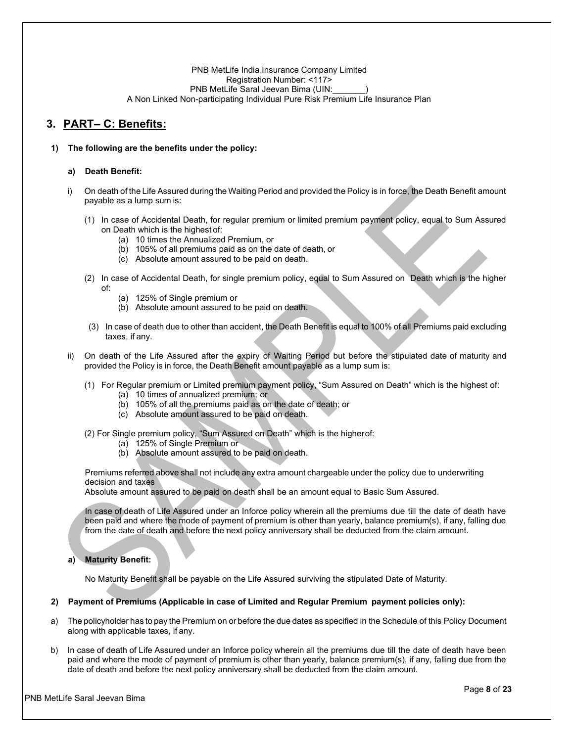PNB MetLife India Insurance Company Limited
Registration Number: <117>
PNB MetLife Saral Jeevan Bima (UIN:_______)
A Non Linked Non-participating Individual Pure Risk Premium Life Insurance Plan

## 3. PART– C: Benefits:

**1) The following are the benefits under the policy:**

**a) Death Benefit:**

i) On death of the Life Assured during the Waiting Period and provided the Policy is in force, the Death Benefit amount payable as a lump sum is:

(1) In case of Accidental Death, for regular premium or limited premium payment policy, equal to Sum Assured on Death which is the highest of:
   - (a) 10 times the Annualized Premium, or
   - (b) 105% of all premiums paid as on the date of death, or
   - (c) Absolute amount assured to be paid on death.

(2) In case of Accidental Death, for single premium policy, equal to Sum Assured on Death which is the higher of:
   - (a) 125% of Single premium or
   - (b) Absolute amount assured to be paid on death.

(3) In case of death due to other than accident, the Death Benefit is equal to 100% of all Premiums paid excluding taxes, if any.

ii) On death of the Life Assured after the expiry of Waiting Period but before the stipulated date of maturity and provided the Policy is in force, the Death Benefit amount payable as a lump sum is:

(1) For Regular premium or Limited premium payment policy, "Sum Assured on Death" which is the highest of:
   - (a) 10 times of annualized premium; or
   - (b) 105% of all the premiums paid as on the date of death; or
   - (c) Absolute amount assured to be paid on death.

(2) For Single premium policy, "Sum Assured on Death" which is the higher of:
   - (a) 125% of Single Premium or
   - (b) Absolute amount assured to be paid on death.

Premiums referred above shall not include any extra amount chargeable under the policy due to underwriting decision and taxes
Absolute amount assured to be paid on death shall be an amount equal to Basic Sum Assured.

In case of death of Life Assured under an Inforce policy wherein all the premiums due till the date of death have been paid and where the mode of payment of premium is other than yearly, balance premium(s), if any, falling due from the date of death and before the next policy anniversary shall be deducted from the claim amount.

**a) Maturity Benefit:**

No Maturity Benefit shall be payable on the Life Assured surviving the stipulated Date of Maturity.

**2) Payment of Premiums (Applicable in case of Limited and Regular Premium payment policies only):**

a) The policyholder has to pay the Premium on or before the due dates as specified in the Schedule of this Policy Document along with applicable taxes, if any.

b) In case of death of Life Assured under an Inforce policy wherein all the premiums due till the date of death have been paid and where the mode of payment of premium is other than yearly, balance premium(s), if any, falling due from the date of death and before the next policy anniversary shall be deducted from the claim amount.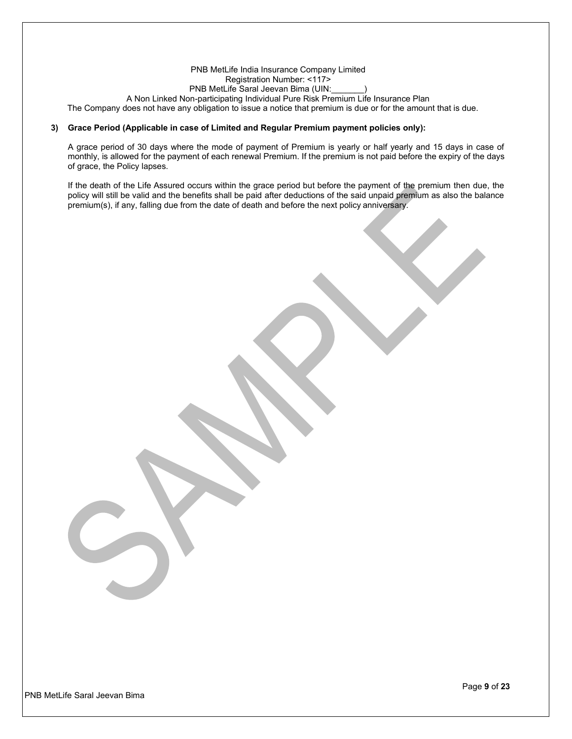The Company does not have any obligation to issue a notice that premium is due or for the amount that is due.

**3) Grace Period (Applicable in case of Limited and Regular Premium payment policies only):**

A grace period of 30 days where the mode of payment of Premium is yearly or half yearly and 15 days in case of monthly, is allowed for the payment of each renewal Premium. If the premium is not paid before the expiry of the days of grace, the Policy lapses.

If the death of the Life Assured occurs within the grace period but before the payment of the premium then due, the policy will still be valid and the benefits shall be paid after deductions of the said unpaid premium as also the balance premium(s), if any, falling due from the date of death and before the next policy anniversary.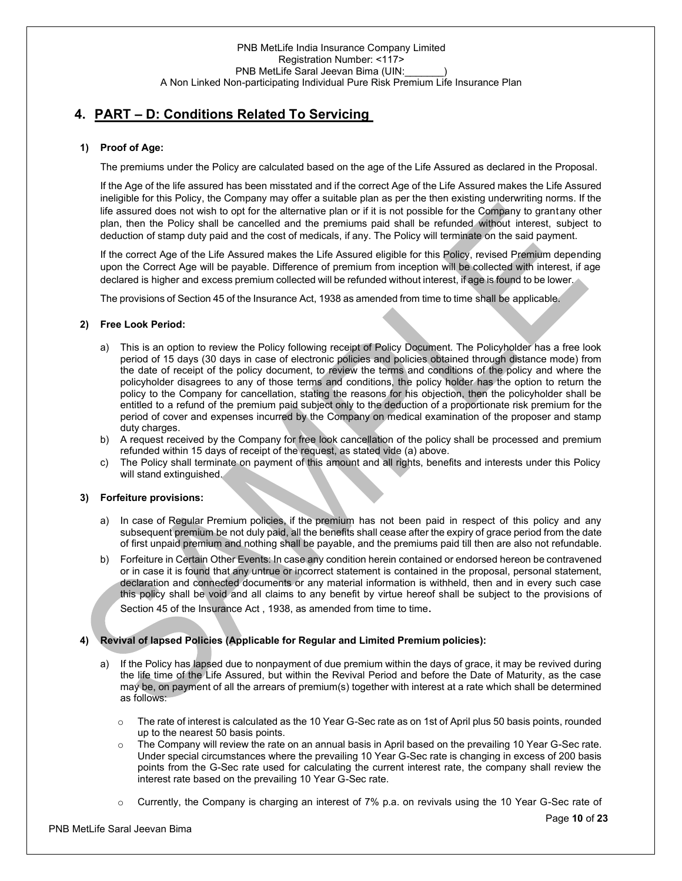## 4. PART – D: Conditions Related To Servicing

### 1) Proof of Age:

The premiums under the Policy are calculated based on the age of the Life Assured as declared in the Proposal.

If the Age of the life assured has been misstated and if the correct Age of the Life Assured makes the Life Assured ineligible for this Policy, the Company may offer a suitable plan as per the then existing underwriting norms. If the life assured does not wish to opt for the alternative plan or if it is not possible for the Company to grant any other plan, then the Policy shall be cancelled and the premiums paid shall be refunded without interest, subject to deduction of stamp duty paid and the cost of medicals, if any. The Policy will terminate on the said payment.

If the correct Age of the Life Assured makes the Life Assured eligible for this Policy, revised Premium depending upon the Correct Age will be payable. Difference of premium from inception will be collected with interest, if age declared is higher and excess premium collected will be refunded without interest, if age is found to be lower.

The provisions of Section 45 of the Insurance Act, 1938 as amended from time to time shall be applicable.

### 2) Free Look Period:

a) This is an option to review the Policy following receipt of Policy Document. The Policyholder has a free look period of 15 days (30 days in case of electronic policies and policies obtained through distance mode) from the date of receipt of the policy document, to review the terms and conditions of the policy and where the policyholder disagrees to any of those terms and conditions, the policy holder has the option to return the policy to the Company for cancellation, stating the reasons for his objection, then the policyholder shall be entitled to a refund of the premium paid subject only to the deduction of a proportionate risk premium for the period of cover and expenses incurred by the Company on medical examination of the proposer and stamp duty charges.

b) A request received by the Company for free look cancellation of the policy shall be processed and premium refunded within 15 days of receipt of the request, as stated vide (a) above.

c) The Policy shall terminate on payment of this amount and all rights, benefits and interests under this Policy will stand extinguished.

### 3) Forfeiture provisions:

a) In case of Regular Premium policies, if the premium has not been paid in respect of this policy and any subsequent premium be not duly paid, all the benefits shall cease after the expiry of grace period from the date of first unpaid premium and nothing shall be payable, and the premiums paid till then are also not refundable.

b) Forfeiture in Certain Other Events: In case any condition herein contained or endorsed hereon be contravened or in case it is found that any untrue or incorrect statement is contained in the proposal, personal statement, declaration and connected documents or any material information is withheld, then and in every such case this policy shall be void and all claims to any benefit by virtue hereof shall be subject to the provisions of Section 45 of the Insurance Act , 1938, as amended from time to time.

### 4) Revival of lapsed Policies (Applicable for Regular and Limited Premium policies):

a) If the Policy has lapsed due to nonpayment of due premium within the days of grace, it may be revived during the life time of the Life Assured, but within the Revival Period and before the Date of Maturity, as the case may be, on payment of all the arrears of premium(s) together with interest at a rate which shall be determined as follows:

   - The rate of interest is calculated as the 10 Year G-Sec rate as on 1st of April plus 50 basis points, rounded up to the nearest 50 basis points.
   - The Company will review the rate on an annual basis in April based on the prevailing 10 Year G-Sec rate. Under special circumstances where the prevailing 10 Year G-Sec rate is changing in excess of 200 basis points from the G-Sec rate used for calculating the current interest rate, the company shall review the interest rate based on the prevailing 10 Year G-Sec rate.
   - Currently, the Company is charging an interest of 7% p.a. on revivals using the 10 Year G-Sec rate of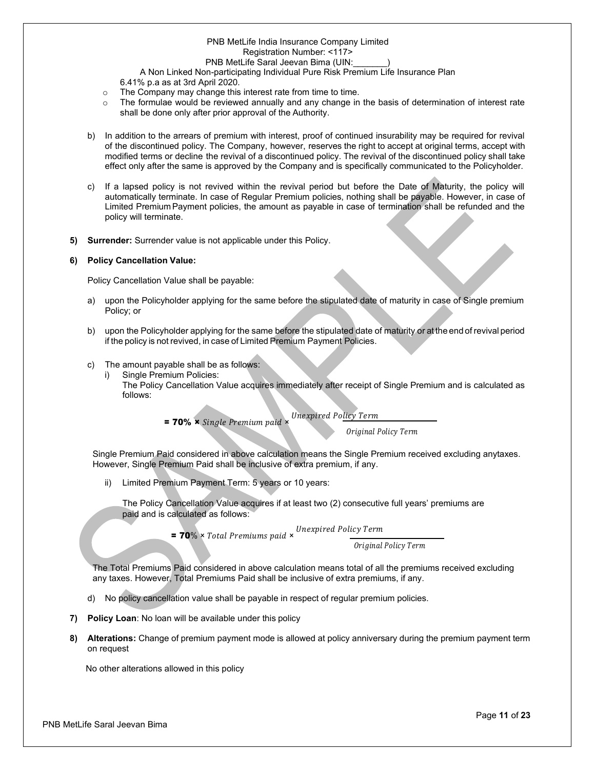6.41% p.a as at 3rd April 2020.

- The Company may change this interest rate from time to time.
- The formulae would be reviewed annually and any change in the basis of determination of interest rate shall be done only after prior approval of the Authority.

b) In addition to the arrears of premium with interest, proof of continued insurability may be required for revival of the discontinued policy. The Company, however, reserves the right to accept at original terms, accept with modified terms or decline the revival of a discontinued policy. The revival of the discontinued policy shall take effect only after the same is approved by the Company and is specifically communicated to the Policyholder.

c) If a lapsed policy is not revived within the revival period but before the Date of Maturity, the policy will automatically terminate. In case of Regular Premium policies, nothing shall be payable. However, in case of Limited Premium Payment policies, the amount as payable in case of termination shall be refunded and the policy will terminate.

**5) Surrender:** Surrender value is not applicable under this Policy.

**6) Policy Cancellation Value:**

Policy Cancellation Value shall be payable:

a) upon the Policyholder applying for the same before the stipulated date of maturity in case of Single premium Policy; or

b) upon the Policyholder applying for the same before the stipulated date of maturity or at the end of revival period if the policy is not revived, in case of Limited Premium Payment Policies.

c) The amount payable shall be as follows:

i) Single Premium Policies:
The Policy Cancellation Value acquires immediately after receipt of Single Premium and is calculated as follows:

$$= 70\% \times Single\ Premium\ paid \times \frac{Unexpired\ Policy\ Term}{Original\ Policy\ Term}$$

Single Premium Paid considered in above calculation means the Single Premium received excluding anytaxes. However, Single Premium Paid shall be inclusive of extra premium, if any.

ii) Limited Premium Payment Term: 5 years or 10 years:

The Policy Cancellation Value acquires if at least two (2) consecutive full years' premiums are paid and is calculated as follows:

$$= 70\% \times Total\ Premiums\ paid \times \frac{Unexpired\ Policy\ Term}{Original\ Policy\ Term}$$

The Total Premiums Paid considered in above calculation means total of all the premiums received excluding any taxes. However, Total Premiums Paid shall be inclusive of extra premiums, if any.

d) No policy cancellation value shall be payable in respect of regular premium policies.

**7) Policy Loan**: No loan will be available under this policy

**8) Alterations:** Change of premium payment mode is allowed at policy anniversary during the premium payment term on request

No other alterations allowed in this policy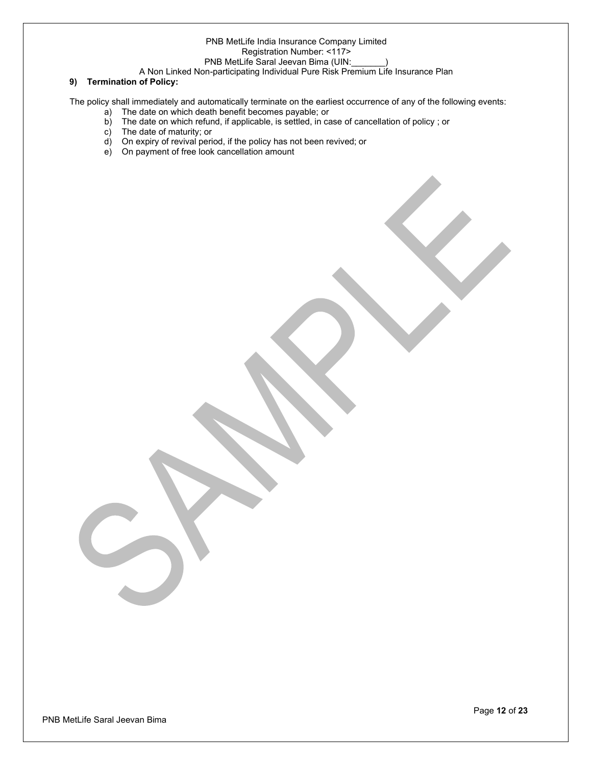## 9) Termination of Policy:

The policy shall immediately and automatically terminate on the earliest occurrence of any of the following events:

a) The date on which death benefit becomes payable; or
b) The date on which refund, if applicable, is settled, in case of cancellation of policy ; or
c) The date of maturity; or
d) On expiry of revival period, if the policy has not been revived; or
e) On payment of free look cancellation amount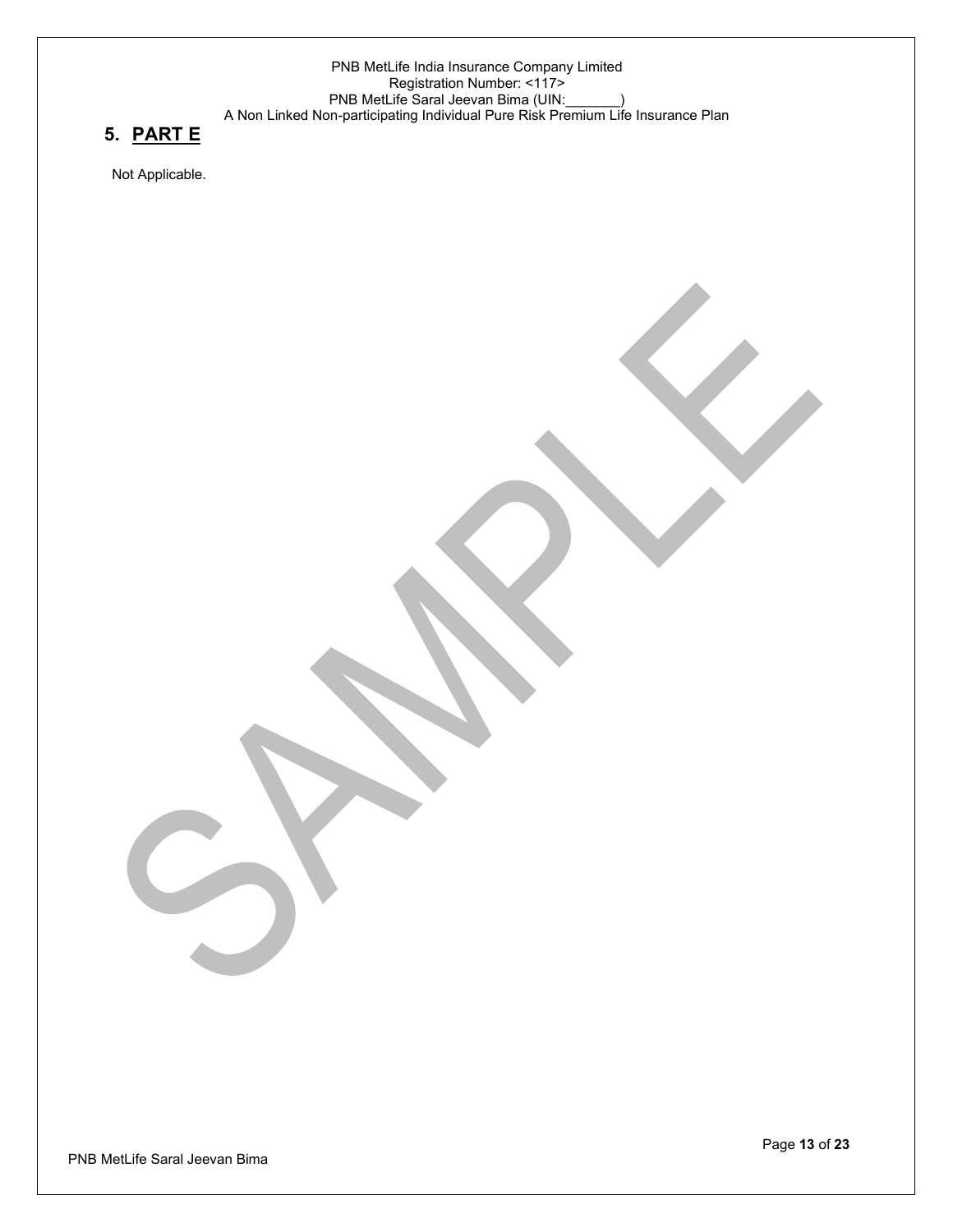## 5. PART E

Not Applicable.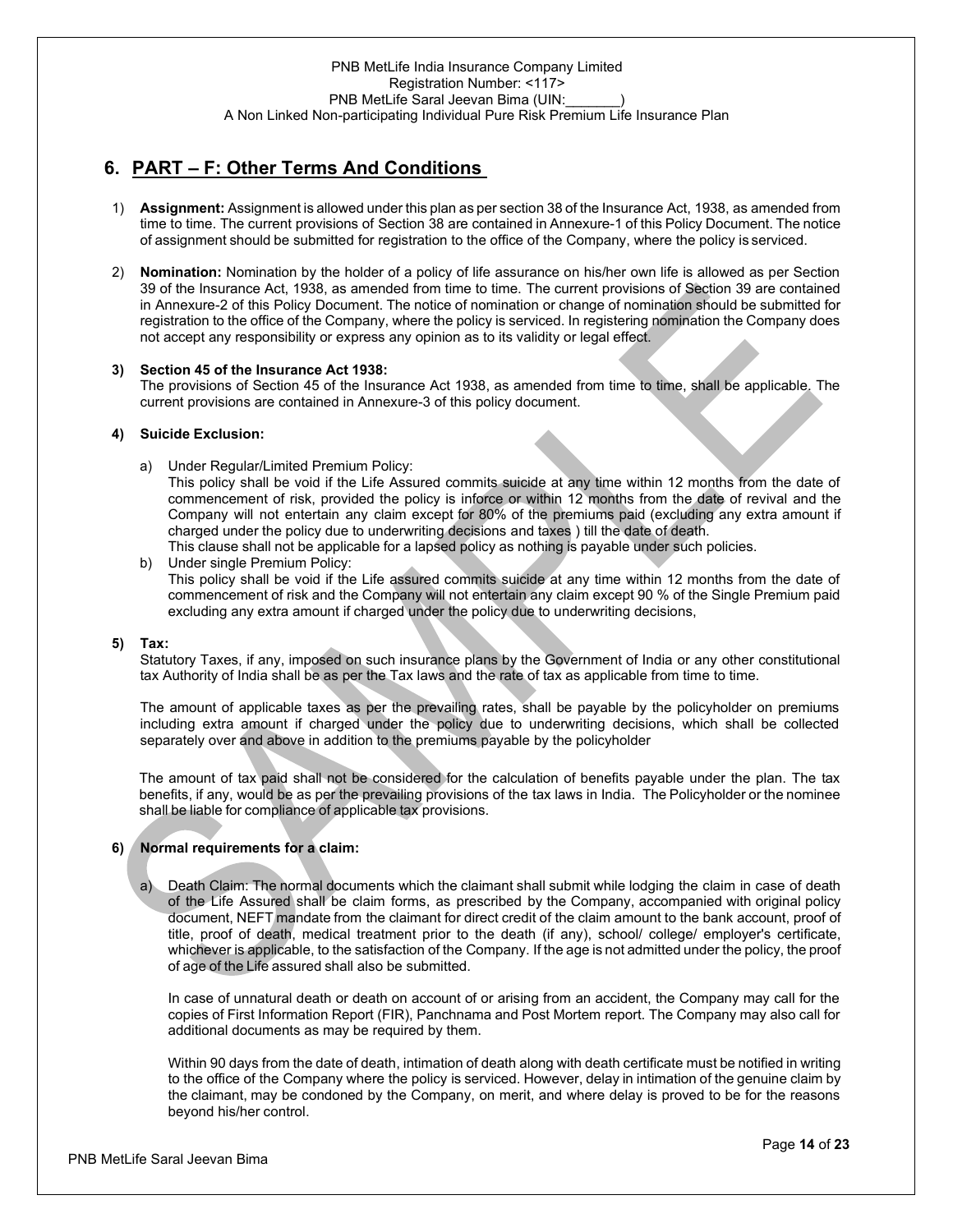## 6. PART – F: Other Terms And Conditions

1) **Assignment:** Assignment is allowed under this plan as per section 38 of the Insurance Act, 1938, as amended from time to time. The current provisions of Section 38 are contained in Annexure-1 of this Policy Document. The notice of assignment should be submitted for registration to the office of the Company, where the policy is serviced.

2) **Nomination:** Nomination by the holder of a policy of life assurance on his/her own life is allowed as per Section 39 of the Insurance Act, 1938, as amended from time to time. The current provisions of Section 39 are contained in Annexure-2 of this Policy Document. The notice of nomination or change of nomination should be submitted for registration to the office of the Company, where the policy is serviced. In registering nomination the Company does not accept any responsibility or express any opinion as to its validity or legal effect.

3) **Section 45 of the Insurance Act 1938:**
The provisions of Section 45 of the Insurance Act 1938, as amended from time to time, shall be applicable. The current provisions are contained in Annexure-3 of this policy document.

4) **Suicide Exclusion:**

   a) Under Regular/Limited Premium Policy:
   This policy shall be void if the Life Assured commits suicide at any time within 12 months from the date of commencement of risk, provided the policy is inforce or within 12 months from the date of revival and the Company will not entertain any claim except for 80% of the premiums paid (excluding any extra amount if charged under the policy due to underwriting decisions and taxes ) till the date of death.
   This clause shall not be applicable for a lapsed policy as nothing is payable under such policies.

   b) Under single Premium Policy:
   This policy shall be void if the Life assured commits suicide at any time within 12 months from the date of commencement of risk and the Company will not entertain any claim except 90 % of the Single Premium paid excluding any extra amount if charged under the policy due to underwriting decisions,

5) **Tax:**
Statutory Taxes, if any, imposed on such insurance plans by the Government of India or any other constitutional tax Authority of India shall be as per the Tax laws and the rate of tax as applicable from time to time.

   The amount of applicable taxes as per the prevailing rates, shall be payable by the policyholder on premiums including extra amount if charged under the policy due to underwriting decisions, which shall be collected separately over and above in addition to the premiums payable by the policyholder

   The amount of tax paid shall not be considered for the calculation of benefits payable under the plan. The tax benefits, if any, would be as per the prevailing provisions of the tax laws in India. The Policyholder or the nominee shall be liable for compliance of applicable tax provisions.

6) **Normal requirements for a claim:**

   a) Death Claim: The normal documents which the claimant shall submit while lodging the claim in case of death of the Life Assured shall be claim forms, as prescribed by the Company, accompanied with original policy document, NEFT mandate from the claimant for direct credit of the claim amount to the bank account, proof of title, proof of death, medical treatment prior to the death (if any), school/ college/ employer's certificate, whichever is applicable, to the satisfaction of the Company. If the age is not admitted under the policy, the proof of age of the Life assured shall also be submitted.

   In case of unnatural death or death on account of or arising from an accident, the Company may call for the copies of First Information Report (FIR), Panchnama and Post Mortem report. The Company may also call for additional documents as may be required by them.

   Within 90 days from the date of death, intimation of death along with death certificate must be notified in writing to the office of the Company where the policy is serviced. However, delay in intimation of the genuine claim by the claimant, may be condoned by the Company, on merit, and where delay is proved to be for the reasons beyond his/her control.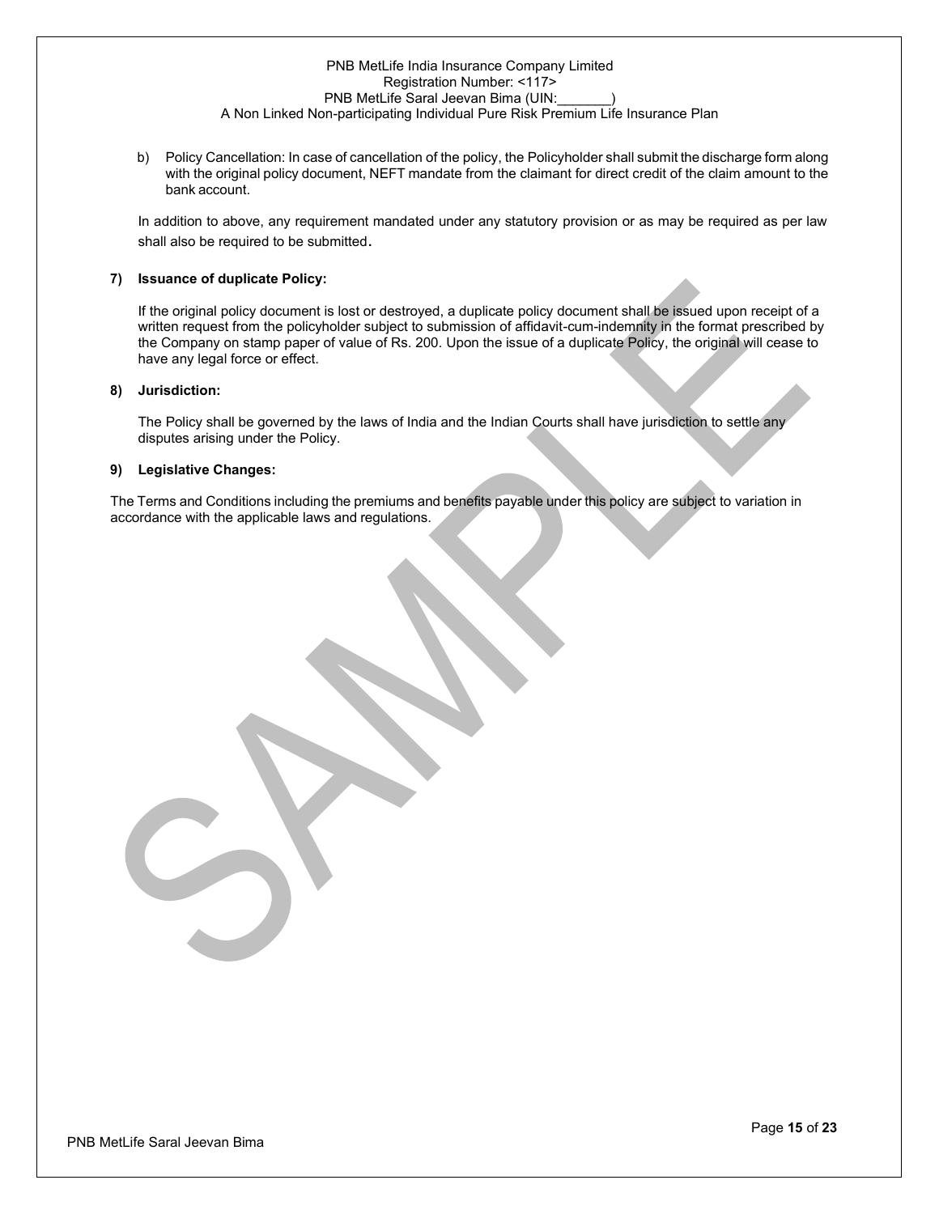b) Policy Cancellation: In case of cancellation of the policy, the Policyholder shall submit the discharge form along with the original policy document, NEFT mandate from the claimant for direct credit of the claim amount to the bank account.

In addition to above, any requirement mandated under any statutory provision or as may be required as per law shall also be required to be submitted.

**7) Issuance of duplicate Policy:**

If the original policy document is lost or destroyed, a duplicate policy document shall be issued upon receipt of a written request from the policyholder subject to submission of affidavit-cum-indemnity in the format prescribed by the Company on stamp paper of value of Rs. 200. Upon the issue of a duplicate Policy, the original will cease to have any legal force or effect.

**8) Jurisdiction:**

The Policy shall be governed by the laws of India and the Indian Courts shall have jurisdiction to settle any disputes arising under the Policy.

**9) Legislative Changes:**

The Terms and Conditions including the premiums and benefits payable under this policy are subject to variation in accordance with the applicable laws and regulations.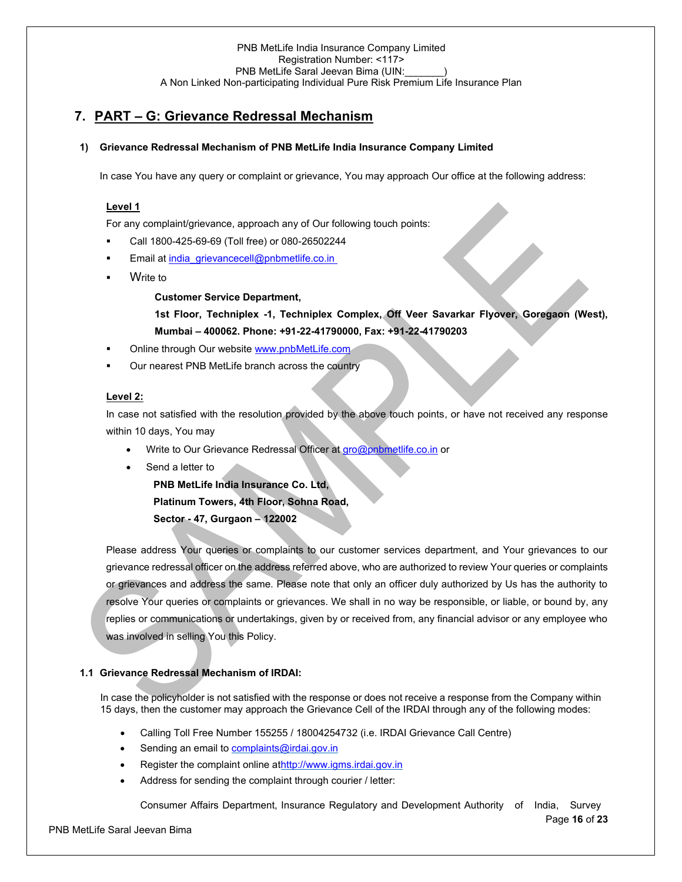# 7. PART – G: Grievance Redressal Mechanism

**1) Grievance Redressal Mechanism of PNB MetLife India Insurance Company Limited**

In case You have any query or complaint or grievance, You may approach Our office at the following address:

**Level 1**

For any complaint/grievance, approach any of Our following touch points:

- Call 1800-425-69-69 (Toll free) or 080-26502244
- Email at india_grievancecell@pnbmetlife.co.in
- Write to

  **Customer Service Department,**
  **1st Floor, Techniplex -1, Techniplex Complex, Off Veer Savarkar Flyover, Goregaon (West), Mumbai – 400062. Phone: +91-22-41790000, Fax: +91-22-41790203**

- Online through Our website www.pnbMetLife.com
- Our nearest PNB MetLife branch across the country

**Level 2:**

In case not satisfied with the resolution provided by the above touch points, or have not received any response within 10 days, You may

- Write to Our Grievance Redressal Officer at gro@pnbmetlife.co.in or
- Send a letter to

  **PNB MetLife India Insurance Co. Ltd,**
  **Platinum Towers, 4th Floor, Sohna Road,**
  **Sector - 47, Gurgaon – 122002**

Please address Your queries or complaints to our customer services department, and Your grievances to our grievance redressal officer on the address referred above, who are authorized to review Your queries or complaints or grievances and address the same. Please note that only an officer duly authorized by Us has the authority to resolve Your queries or complaints or grievances. We shall in no way be responsible, or liable, or bound by, any replies or communications or undertakings, given by or received from, any financial advisor or any employee who was involved in selling You this Policy.

**1.1 Grievance Redressal Mechanism of IRDAI:**

In case the policyholder is not satisfied with the response or does not receive a response from the Company within 15 days, then the customer may approach the Grievance Cell of the IRDAI through any of the following modes:

- Calling Toll Free Number 155255 / 18004254732 (i.e. IRDAI Grievance Call Centre)
- Sending an email to complaints@irdai.gov.in
- Register the complaint online athttp://www.igms.irdai.gov.in
- Address for sending the complaint through courier / letter:

  Consumer Affairs Department, Insurance Regulatory and Development Authority of India, Survey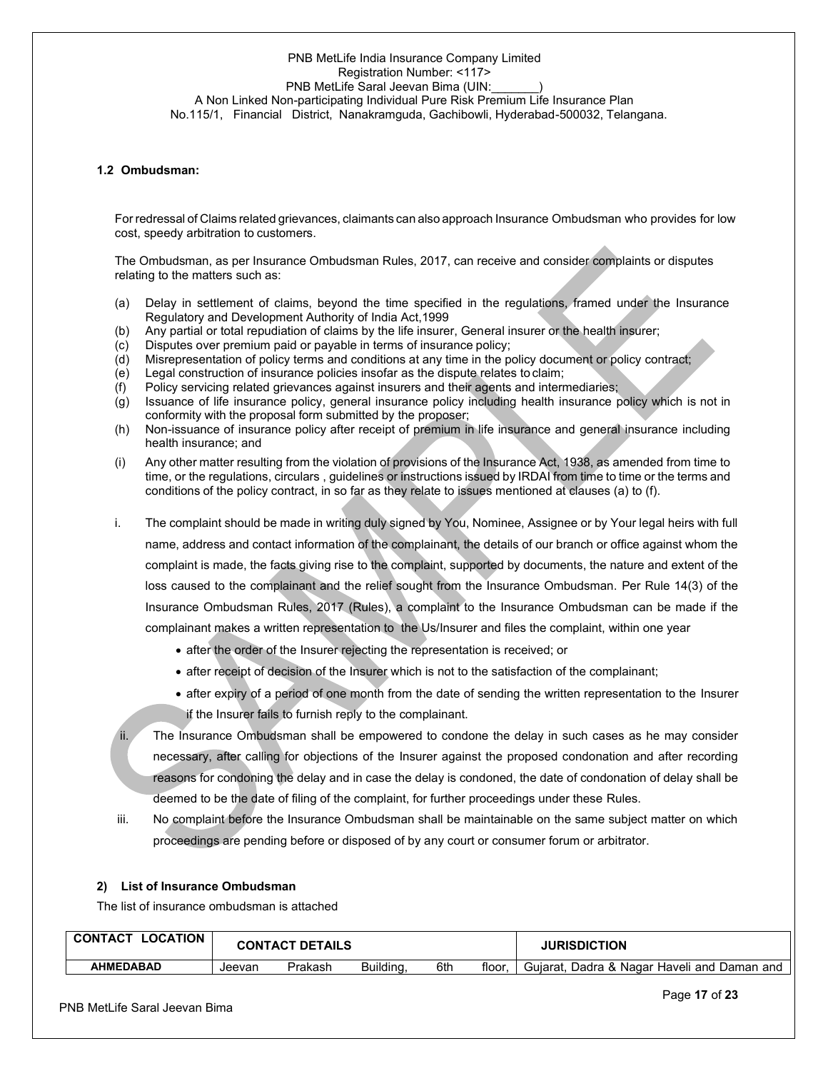### 1.2 Ombudsman:

For redressal of Claims related grievances, claimants can also approach Insurance Ombudsman who provides for low cost, speedy arbitration to customers.

The Ombudsman, as per Insurance Ombudsman Rules, 2017, can receive and consider complaints or disputes relating to the matters such as:

(a) Delay in settlement of claims, beyond the time specified in the regulations, framed under the Insurance Regulatory and Development Authority of India Act,1999
(b) Any partial or total repudiation of claims by the life insurer, General insurer or the health insurer;
(c) Disputes over premium paid or payable in terms of insurance policy;
(d) Misrepresentation of policy terms and conditions at any time in the policy document or policy contract;
(e) Legal construction of insurance policies insofar as the dispute relates to claim;
(f) Policy servicing related grievances against insurers and their agents and intermediaries;
(g) Issuance of life insurance policy, general insurance policy including health insurance policy which is not in conformity with the proposal form submitted by the proposer;
(h) Non-issuance of insurance policy after receipt of premium in life insurance and general insurance including health insurance; and
(i) Any other matter resulting from the violation of provisions of the Insurance Act, 1938, as amended from time to time, or the regulations, circulars , guidelines or instructions issued by IRDAI from time to time or the terms and conditions of the policy contract, in so far as they relate to issues mentioned at clauses (a) to (f).

i. The complaint should be made in writing duly signed by You, Nominee, Assignee or by Your legal heirs with full name, address and contact information of the complainant, the details of our branch or office against whom the complaint is made, the facts giving rise to the complaint, supported by documents, the nature and extent of the loss caused to the complainant and the relief sought from the Insurance Ombudsman. Per Rule 14(3) of the Insurance Ombudsman Rules, 2017 (Rules), a complaint to the Insurance Ombudsman can be made if the complainant makes a written representation to the Us/Insurer and files the complaint, within one year
   - after the order of the Insurer rejecting the representation is received; or
   - after receipt of decision of the Insurer which is not to the satisfaction of the complainant;
   - after expiry of a period of one month from the date of sending the written representation to the Insurer if the Insurer fails to furnish reply to the complainant.

ii. The Insurance Ombudsman shall be empowered to condone the delay in such cases as he may consider necessary, after calling for objections of the Insurer against the proposed condonation and after recording reasons for condoning the delay and in case the delay is condoned, the date of condonation of delay shall be deemed to be the date of filing of the complaint, for further proceedings under these Rules.

iii. No complaint before the Insurance Ombudsman shall be maintainable on the same subject matter on which proceedings are pending before or disposed of by any court or consumer forum or arbitrator.

### 2) List of Insurance Ombudsman

The list of insurance ombudsman is attached

| CONTACT LOCATION | CONTACT DETAILS | JURISDICTION |
|---|---|---|
| AHMEDABAD | Jeevan Prakash Building, 6th floor, | Gujarat, Dadra & Nagar Haveli and Daman and |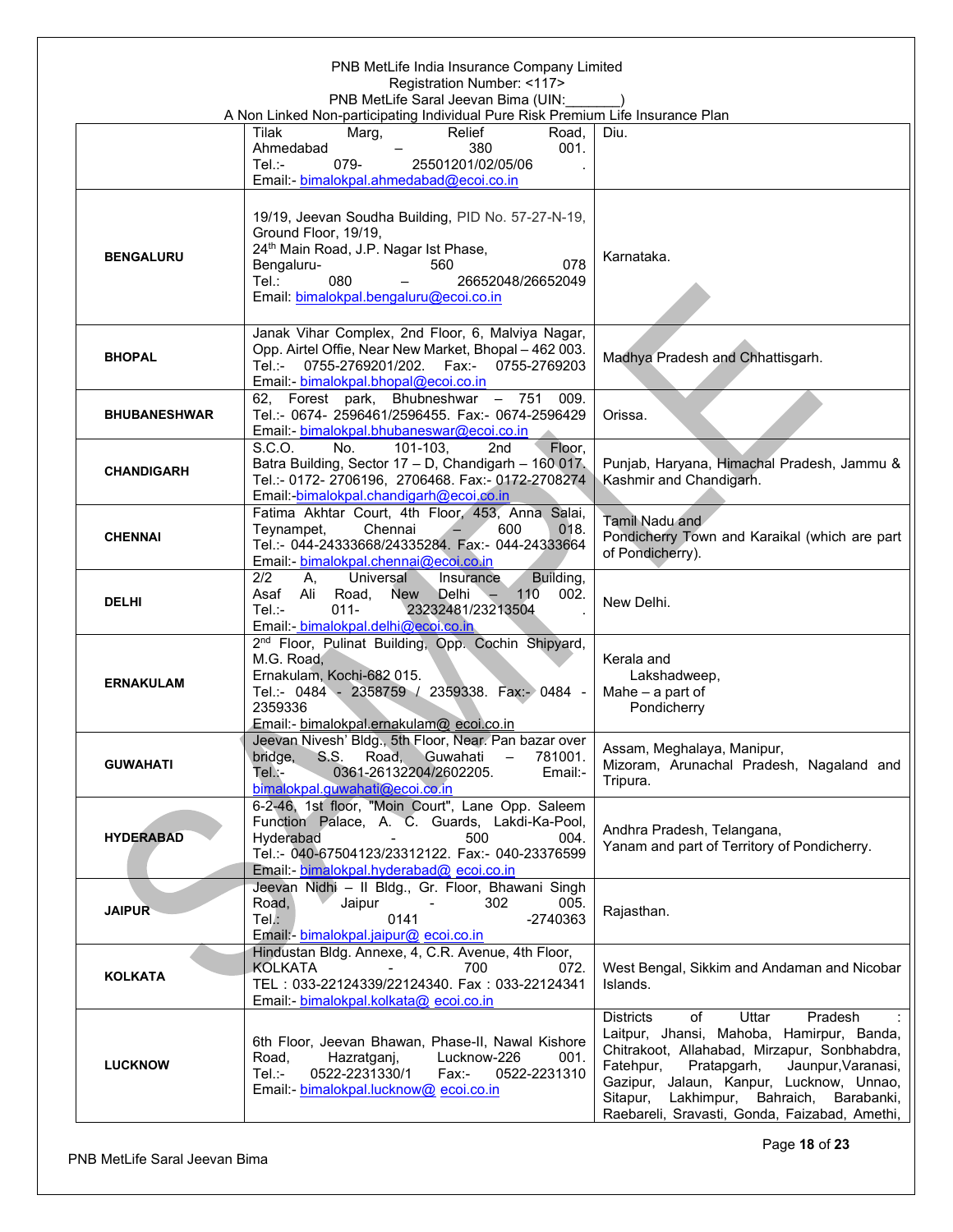| | | |
|---|---|---|
| | Tilak Marg, Relief Road, Ahmedabad – 380 001. Tel.:- 079- 25501201/02/05/06 . Email:- bimalokpal.ahmedabad@ecoi.co.in | Diu. |
| **BENGALURU** | 19/19, Jeevan Soudha Building, PID No. 57-27-N-19, Ground Floor, 19/19, 24th Main Road, J.P. Nagar Ist Phase, Bengaluru- 560 078 Tel.: 080 – 26652048/26652049 Email: bimalokpal.bengaluru@ecoi.co.in | Karnataka. |
| **BHOPAL** | Janak Vihar Complex, 2nd Floor, 6, Malviya Nagar, Opp. Airtel Offie, Near New Market, Bhopal – 462 003. Tel.:- 0755-2769201/202. Fax:- 0755-2769203 Email:- bimalokpal.bhopal@ecoi.co.in | Madhya Pradesh and Chhattisgarh. |
| **BHUBANESHWAR** | 62, Forest park, Bhubneshwar – 751 009. Tel.:- 0674- 2596461/2596455. Fax:- 0674-2596429 Email:- bimalokpal.bhubaneswar@ecoi.co.in | Orissa. |
| **CHANDIGARH** | S.C.O. No. 101-103, 2nd Floor, Batra Building, Sector 17 – D, Chandigarh – 160 017. Tel.:- 0172- 2706196, 2706468. Fax:- 0172-2708274 Email:-bimalokpal.chandigarh@ecoi.co.in | Punjab, Haryana, Himachal Pradesh, Jammu & Kashmir and Chandigarh. |
| **CHENNAI** | Fatima Akhtar Court, 4th Floor, 453, Anna Salai, Teynampet, Chennai – 600 018. Tel.:- 044-24333668/24335284. Fax:- 044-24333664 Email:- bimalokpal.chennai@ecoi.co.in | Tamil Nadu and Pondicherry Town and Karaikal (which are part of Pondicherry). |
| **DELHI** | 2/2 A, Universal Insurance Building, Asaf Ali Road, New Delhi – 110 002. Tel.:- 011- 23232481/23213504 . Email:- bimalokpal.delhi@ecoi.co.in | New Delhi. |
| **ERNAKULAM** | 2nd Floor, Pulinat Building, Opp. Cochin Shipyard, M.G. Road, Ernakulam, Kochi-682 015. Tel.:- 0484 - 2358759 / 2359338. Fax:- 0484 - 2359336 Email:- bimalokpal.ernakulam@ ecoi.co.in | Kerala and Lakshadweep, Mahe – a part of Pondicherry |
| **GUWAHATI** | Jeevan Nivesh' Bldg., 5th Floor, Near. Pan bazar over bridge, S.S. Road, Guwahati – 781001. Tel.:- 0361-26132204/2602205. Email:- bimalokpal.guwahati@ecoi.co.in | Assam, Meghalaya, Manipur, Mizoram, Arunachal Pradesh, Nagaland and Tripura. |
| **HYDERABAD** | 6-2-46, 1st floor, "Moin Court", Lane Opp. Saleem Function Palace, A. C. Guards, Lakdi-Ka-Pool, Hyderabad - 500 004. Tel.:- 040-67504123/23312122. Fax:- 040-23376599 Email:- bimalokpal.hyderabad@ ecoi.co.in | Andhra Pradesh, Telangana, Yanam and part of Territory of Pondicherry. |
| **JAIPUR** | Jeevan Nidhi – II Bldg., Gr. Floor, Bhawani Singh Road, Jaipur - 302 005. Tel.: 0141 -2740363 Email:- bimalokpal.jaipur@ ecoi.co.in | Rajasthan. |
| **KOLKATA** | Hindustan Bldg. Annexe, 4, C.R. Avenue, 4th Floor, KOLKATA - 700 072. TEL : 033-22124339/22124340. Fax : 033-22124341 Email:- bimalokpal.kolkata@ ecoi.co.in | West Bengal, Sikkim and Andaman and Nicobar Islands. |
| **LUCKNOW** | 6th Floor, Jeevan Bhawan, Phase-II, Nawal Kishore Road, Hazratganj, Lucknow-226 001. Tel.:- 0522-2231330/1 Fax:- 0522-2231310 Email:- bimalokpal.lucknow@ ecoi.co.in | Districts of Uttar Pradesh : Laitpur, Jhansi, Mahoba, Hamirpur, Banda, Chitrakoot, Allahabad, Mirzapur, Sonbhabdra, Fatehpur, Pratapgarh, Jaunpur,Varanasi, Gazipur, Jalaun, Kanpur, Lucknow, Unnao, Sitapur, Lakhimpur, Bahraich, Barabanki, Raebareli, Sravasti, Gonda, Faizabad, Amethi, |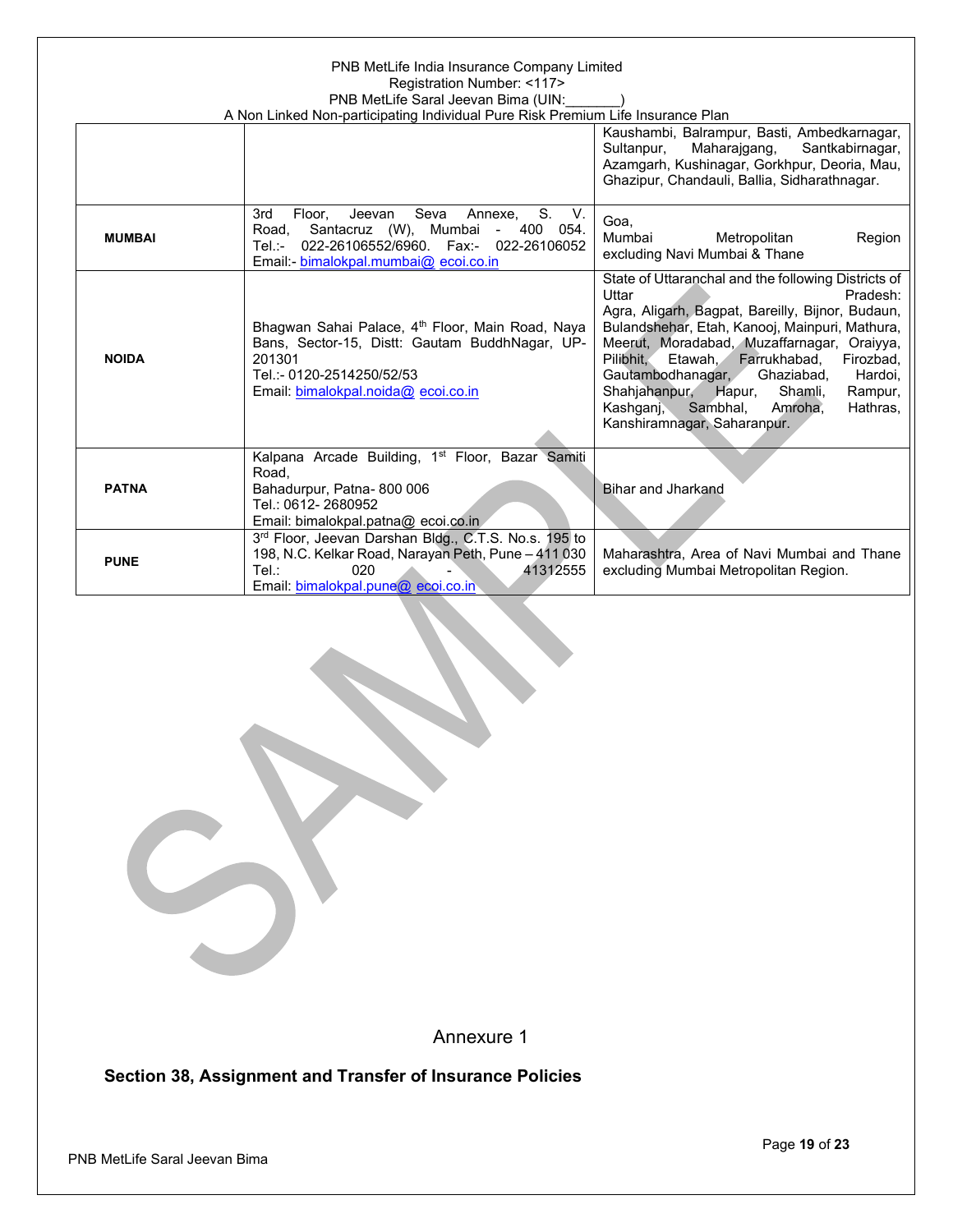| | | |
|---|---|---|
| | | Kaushambi, Balrampur, Basti, Ambedkarnagar, Sultanpur, Maharajgang, Santkabirnagar, Azamgarh, Kushinagar, Gorkhpur, Deoria, Mau, Ghazipur, Chandauli, Ballia, Sidharathnagar. |
| **MUMBAI** | 3rd Floor, Jeevan Seva Annexe, S. V. Road, Santacruz (W), Mumbai - 400 054. Tel.:- 022-26106552/6960. Fax:- 022-26106052 Email:- bimalokpal.mumbai@ ecoi.co.in | Goa, Mumbai Metropolitan Region excluding Navi Mumbai & Thane |
| **NOIDA** | Bhagwan Sahai Palace, 4th Floor, Main Road, Naya Bans, Sector-15, Distt: Gautam BuddhNagar, UP-201301 Tel.:- 0120-2514250/52/53 Email: bimalokpal.noida@ ecoi.co.in | State of Uttaranchal and the following Districts of Uttar Pradesh: Agra, Aligarh, Bagpat, Bareilly, Bijnor, Budaun, Bulandshehar, Etah, Kanooj, Mainpuri, Mathura, Meerut, Moradabad, Muzaffarnagar, Oraiyya, Pilibhit, Etawah, Farrukhabad, Firozbad, Gautambodhanagar, Ghaziabad, Hardoi, Shahjahanpur, Hapur, Shamli, Rampur, Kashganj, Sambhal, Amroha, Hathras, Kanshiramnagar, Saharanpur. |
| **PATNA** | Kalpana Arcade Building, 1st Floor, Bazar Samiti Road, Bahadurpur, Patna- 800 006 Tel.: 0612- 2680952 Email: bimalokpal.patna@ ecoi.co.in | Bihar and Jharkand |
| **PUNE** | 3rd Floor, Jeevan Darshan Bldg., C.T.S. No.s. 195 to 198, N.C. Kelkar Road, Narayan Peth, Pune – 411 030 Tel.: 020 - 41312555 Email: bimalokpal.pune@ ecoi.co.in | Maharashtra, Area of Navi Mumbai and Thane excluding Mumbai Metropolitan Region. |

## Annexure 1

### Section 38, Assignment and Transfer of Insurance Policies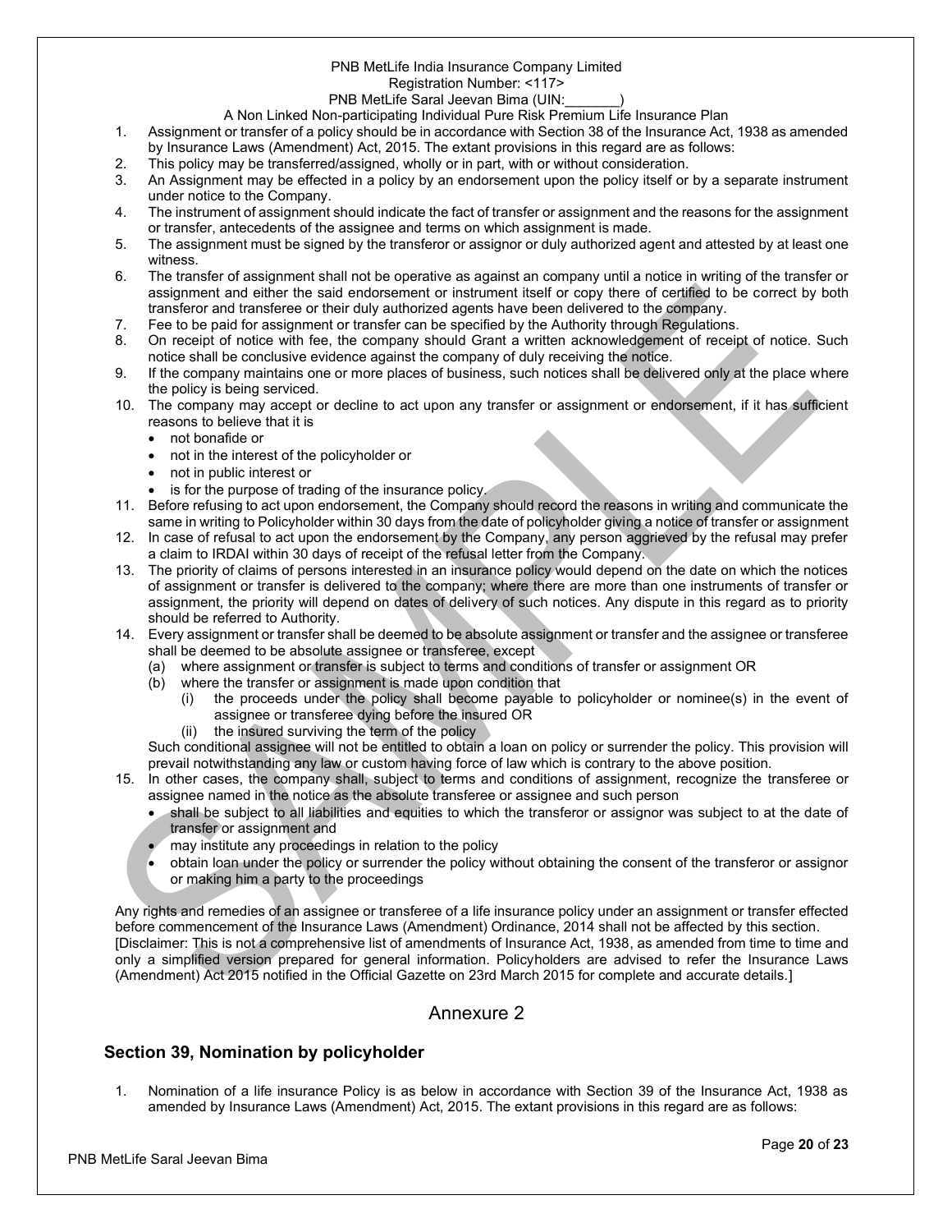1. Assignment or transfer of a policy should be in accordance with Section 38 of the Insurance Act, 1938 as amended by Insurance Laws (Amendment) Act, 2015. The extant provisions in this regard are as follows:
2. This policy may be transferred/assigned, wholly or in part, with or without consideration.
3. An Assignment may be effected in a policy by an endorsement upon the policy itself or by a separate instrument under notice to the Company.
4. The instrument of assignment should indicate the fact of transfer or assignment and the reasons for the assignment or transfer, antecedents of the assignee and terms on which assignment is made.
5. The assignment must be signed by the transferor or assignor or duly authorized agent and attested by at least one witness.
6. The transfer of assignment shall not be operative as against an company until a notice in writing of the transfer or assignment and either the said endorsement or instrument itself or copy there of certified to be correct by both transferor and transferee or their duly authorized agents have been delivered to the company.
7. Fee to be paid for assignment or transfer can be specified by the Authority through Regulations.
8. On receipt of notice with fee, the company should Grant a written acknowledgement of receipt of notice. Such notice shall be conclusive evidence against the company of duly receiving the notice.
9. If the company maintains one or more places of business, such notices shall be delivered only at the place where the policy is being serviced.
10. The company may accept or decline to act upon any transfer or assignment or endorsement, if it has sufficient reasons to believe that it is
    - not bonafide or
    - not in the interest of the policyholder or
    - not in public interest or
    - is for the purpose of trading of the insurance policy.
11. Before refusing to act upon endorsement, the Company should record the reasons in writing and communicate the same in writing to Policyholder within 30 days from the date of policyholder giving a notice of transfer or assignment
12. In case of refusal to act upon the endorsement by the Company, any person aggrieved by the refusal may prefer a claim to IRDAI within 30 days of receipt of the refusal letter from the Company.
13. The priority of claims of persons interested in an insurance policy would depend on the date on which the notices of assignment or transfer is delivered to the company; where there are more than one instruments of transfer or assignment, the priority will depend on dates of delivery of such notices. Any dispute in this regard as to priority should be referred to Authority.
14. Every assignment or transfer shall be deemed to be absolute assignment or transfer and the assignee or transferee shall be deemed to be absolute assignee or transferee, except
    (a) where assignment or transfer is subject to terms and conditions of transfer or assignment OR
    (b) where the transfer or assignment is made upon condition that
        (i) the proceeds under the policy shall become payable to policyholder or nominee(s) in the event of assignee or transferee dying before the insured OR
        (ii) the insured surviving the term of the policy

    Such conditional assignee will not be entitled to obtain a loan on policy or surrender the policy. This provision will prevail notwithstanding any law or custom having force of law which is contrary to the above position.
15. In other cases, the company shall, subject to terms and conditions of assignment, recognize the transferee or assignee named in the notice as the absolute transferee or assignee and such person
    - shall be subject to all liabilities and equities to which the transferor or assignor was subject to at the date of transfer or assignment and
    - may institute any proceedings in relation to the policy
    - obtain loan under the policy or surrender the policy without obtaining the consent of the transferor or assignor or making him a party to the proceedings

Any rights and remedies of an assignee or transferee of a life insurance policy under an assignment or transfer effected before commencement of the Insurance Laws (Amendment) Ordinance, 2014 shall not be affected by this section.
[Disclaimer: This is not a comprehensive list of amendments of Insurance Act, 1938, as amended from time to time and only a simplified version prepared for general information. Policyholders are advised to refer the Insurance Laws (Amendment) Act 2015 notified in the Official Gazette on 23rd March 2015 for complete and accurate details.]

# Annexure 2

## Section 39, Nomination by policyholder

1. Nomination of a life insurance Policy is as below in accordance with Section 39 of the Insurance Act, 1938 as amended by Insurance Laws (Amendment) Act, 2015. The extant provisions in this regard are as follows: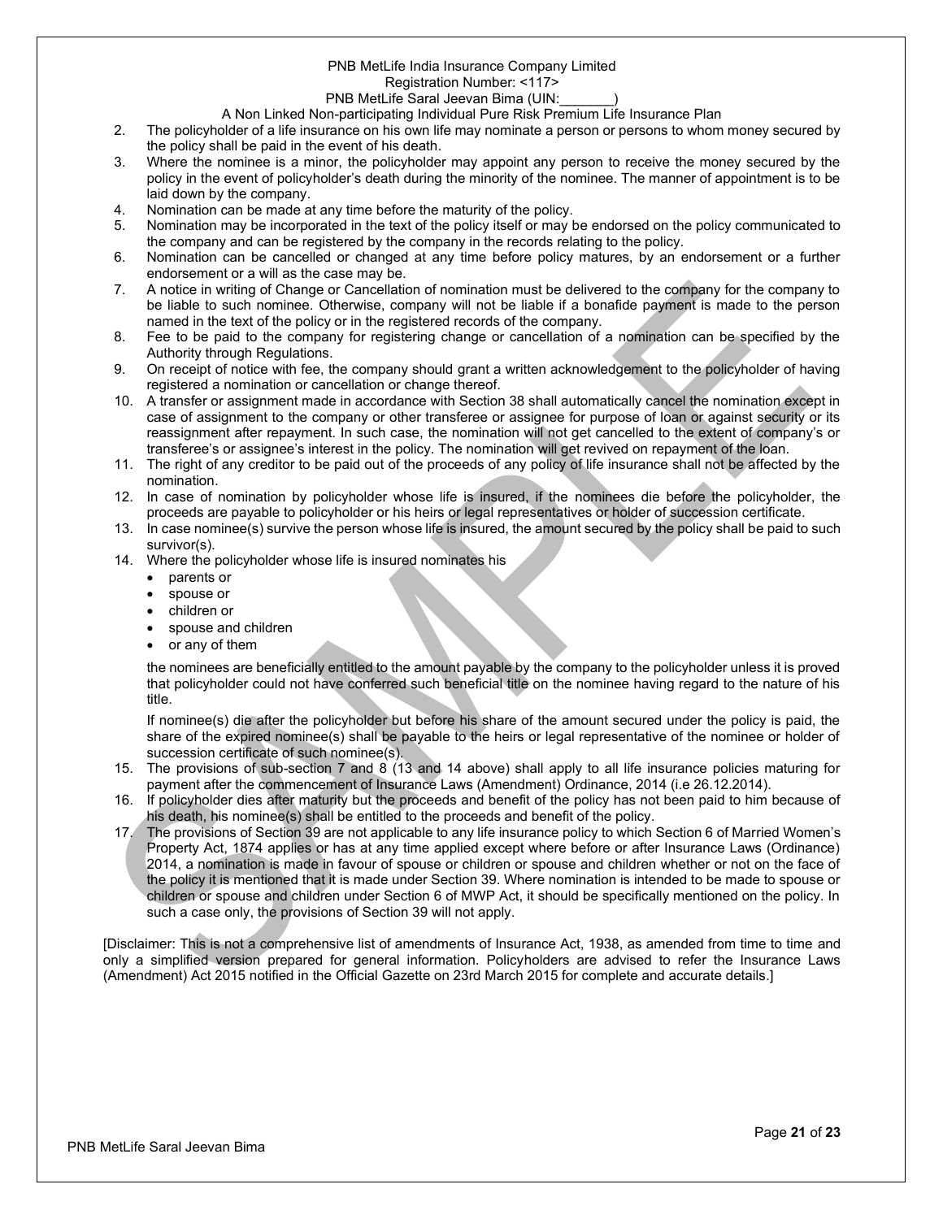2. The policyholder of a life insurance on his own life may nominate a person or persons to whom money secured by the policy shall be paid in the event of his death.
3. Where the nominee is a minor, the policyholder may appoint any person to receive the money secured by the policy in the event of policyholder's death during the minority of the nominee. The manner of appointment is to be laid down by the company.
4. Nomination can be made at any time before the maturity of the policy.
5. Nomination may be incorporated in the text of the policy itself or may be endorsed on the policy communicated to the company and can be registered by the company in the records relating to the policy.
6. Nomination can be cancelled or changed at any time before policy matures, by an endorsement or a further endorsement or a will as the case may be.
7. A notice in writing of Change or Cancellation of nomination must be delivered to the company for the company to be liable to such nominee. Otherwise, company will not be liable if a bonafide payment is made to the person named in the text of the policy or in the registered records of the company.
8. Fee to be paid to the company for registering change or cancellation of a nomination can be specified by the Authority through Regulations.
9. On receipt of notice with fee, the company should grant a written acknowledgement to the policyholder of having registered a nomination or cancellation or change thereof.
10. A transfer or assignment made in accordance with Section 38 shall automatically cancel the nomination except in case of assignment to the company or other transferee or assignee for purpose of loan or against security or its reassignment after repayment. In such case, the nomination will not get cancelled to the extent of company's or transferee's or assignee's interest in the policy. The nomination will get revived on repayment of the loan.
11. The right of any creditor to be paid out of the proceeds of any policy of life insurance shall not be affected by the nomination.
12. In case of nomination by policyholder whose life is insured, if the nominees die before the policyholder, the proceeds are payable to policyholder or his heirs or legal representatives or holder of succession certificate.
13. In case nominee(s) survive the person whose life is insured, the amount secured by the policy shall be paid to such survivor(s).
14. Where the policyholder whose life is insured nominates his
    - parents or
    - spouse or
    - children or
    - spouse and children
    - or any of them

    the nominees are beneficially entitled to the amount payable by the company to the policyholder unless it is proved that policyholder could not have conferred such beneficial title on the nominee having regard to the nature of his title.

    If nominee(s) die after the policyholder but before his share of the amount secured under the policy is paid, the share of the expired nominee(s) shall be payable to the heirs or legal representative of the nominee or holder of succession certificate of such nominee(s).
15. The provisions of sub-section 7 and 8 (13 and 14 above) shall apply to all life insurance policies maturing for payment after the commencement of Insurance Laws (Amendment) Ordinance, 2014 (i.e 26.12.2014).
16. If policyholder dies after maturity but the proceeds and benefit of the policy has not been paid to him because of his death, his nominee(s) shall be entitled to the proceeds and benefit of the policy.
17. The provisions of Section 39 are not applicable to any life insurance policy to which Section 6 of Married Women's Property Act, 1874 applies or has at any time applied except where before or after Insurance Laws (Ordinance) 2014, a nomination is made in favour of spouse or children or spouse and children whether or not on the face of the policy it is mentioned that it is made under Section 39. Where nomination is intended to be made to spouse or children or spouse and children under Section 6 of MWP Act, it should be specifically mentioned on the policy. In such a case only, the provisions of Section 39 will not apply.

[Disclaimer: This is not a comprehensive list of amendments of Insurance Act, 1938, as amended from time to time and only a simplified version prepared for general information. Policyholders are advised to refer the Insurance Laws (Amendment) Act 2015 notified in the Official Gazette on 23rd March 2015 for complete and accurate details.]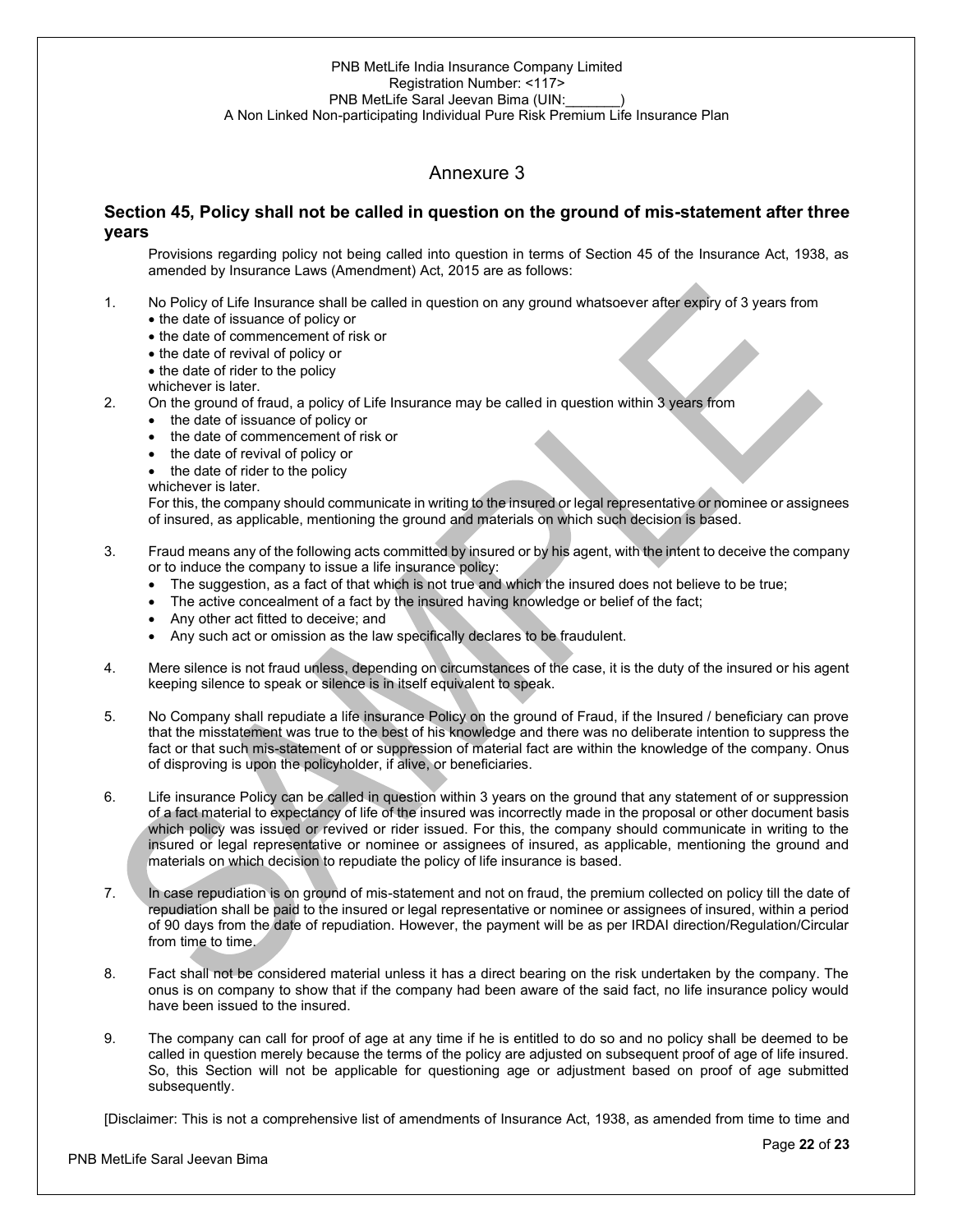# Annexure 3

## Section 45, Policy shall not be called in question on the ground of mis-statement after three years

Provisions regarding policy not being called into question in terms of Section 45 of the Insurance Act, 1938, as amended by Insurance Laws (Amendment) Act, 2015 are as follows:

1. No Policy of Life Insurance shall be called in question on any ground whatsoever after expiry of 3 years from
   - the date of issuance of policy or
   - the date of commencement of risk or
   - the date of revival of policy or
   - the date of rider to the policy

   whichever is later.
2. On the ground of fraud, a policy of Life Insurance may be called in question within 3 years from
   - the date of issuance of policy or
   - the date of commencement of risk or
   - the date of revival of policy or
   - the date of rider to the policy

   whichever is later.
   For this, the company should communicate in writing to the insured or legal representative or nominee or assignees of insured, as applicable, mentioning the ground and materials on which such decision is based.
3. Fraud means any of the following acts committed by insured or by his agent, with the intent to deceive the company or to induce the company to issue a life insurance policy:
   - The suggestion, as a fact of that which is not true and which the insured does not believe to be true;
   - The active concealment of a fact by the insured having knowledge or belief of the fact;
   - Any other act fitted to deceive; and
   - Any such act or omission as the law specifically declares to be fraudulent.
4. Mere silence is not fraud unless, depending on circumstances of the case, it is the duty of the insured or his agent keeping silence to speak or silence is in itself equivalent to speak.
5. No Company shall repudiate a life insurance Policy on the ground of Fraud, if the Insured / beneficiary can prove that the misstatement was true to the best of his knowledge and there was no deliberate intention to suppress the fact or that such mis-statement of or suppression of material fact are within the knowledge of the company. Onus of disproving is upon the policyholder, if alive, or beneficiaries.
6. Life insurance Policy can be called in question within 3 years on the ground that any statement of or suppression of a fact material to expectancy of life of the insured was incorrectly made in the proposal or other document basis which policy was issued or revived or rider issued. For this, the company should communicate in writing to the insured or legal representative or nominee or assignees of insured, as applicable, mentioning the ground and materials on which decision to repudiate the policy of life insurance is based.
7. In case repudiation is on ground of mis-statement and not on fraud, the premium collected on policy till the date of repudiation shall be paid to the insured or legal representative or nominee or assignees of insured, within a period of 90 days from the date of repudiation. However, the payment will be as per IRDAI direction/Regulation/Circular from time to time.
8. Fact shall not be considered material unless it has a direct bearing on the risk undertaken by the company. The onus is on company to show that if the company had been aware of the said fact, no life insurance policy would have been issued to the insured.
9. The company can call for proof of age at any time if he is entitled to do so and no policy shall be deemed to be called in question merely because the terms of the policy are adjusted on subsequent proof of age of life insured. So, this Section will not be applicable for questioning age or adjustment based on proof of age submitted subsequently.

[Disclaimer: This is not a comprehensive list of amendments of Insurance Act, 1938, as amended from time to time and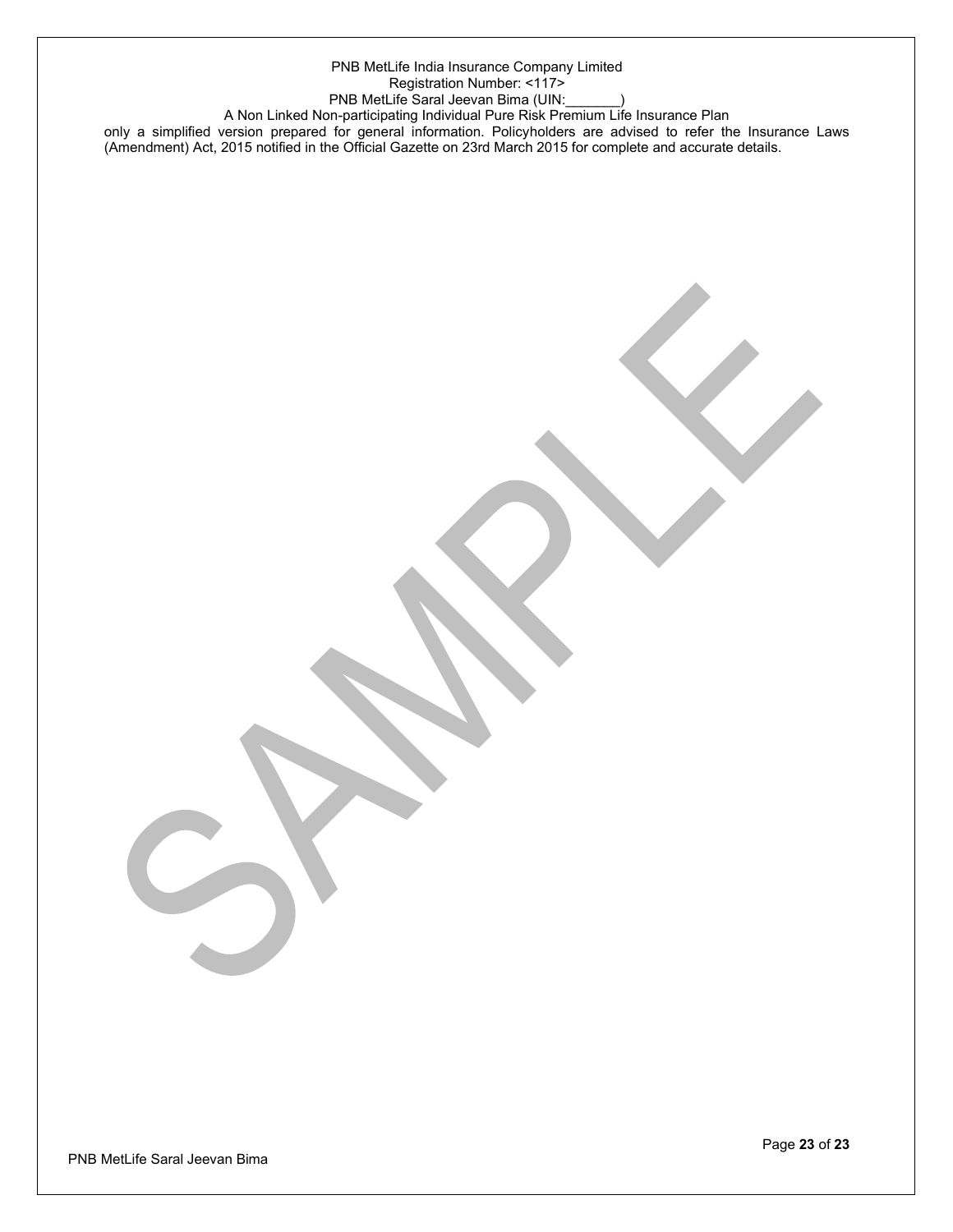only a simplified version prepared for general information. Policyholders are advised to refer the Insurance Laws (Amendment) Act, 2015 notified in the Official Gazette on 23rd March 2015 for complete and accurate details.